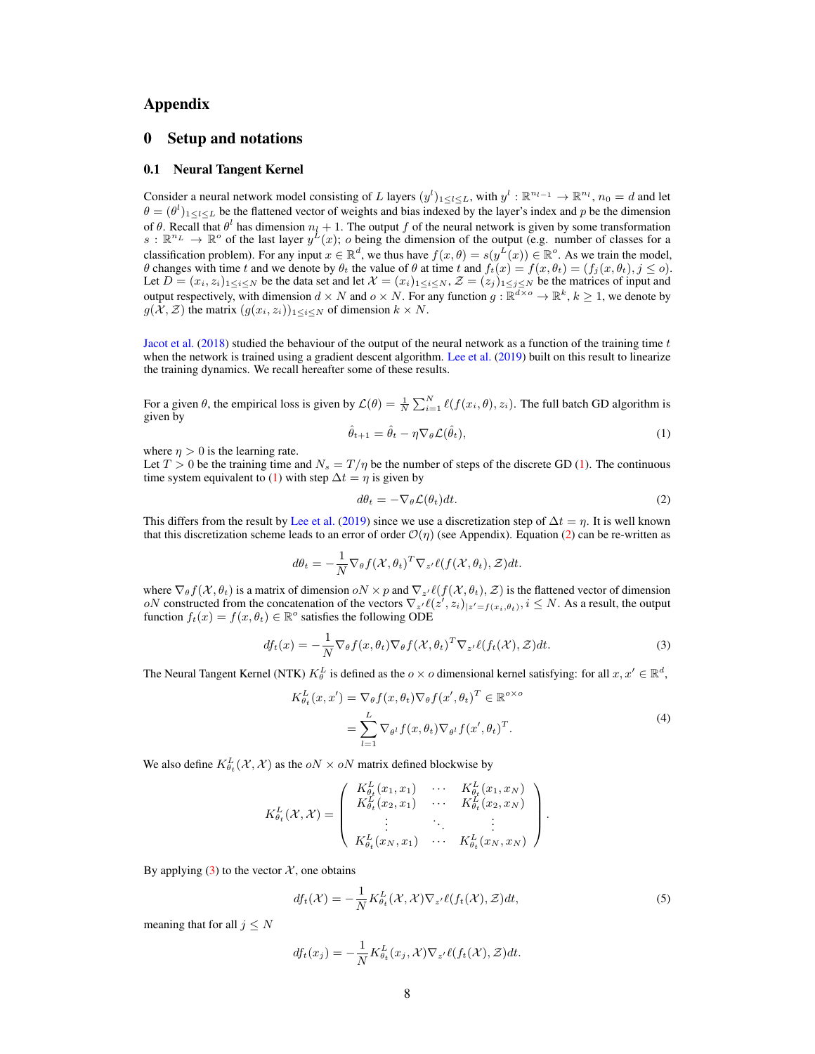# Appendix

## 0 Setup and notations

### 0.1 Neural Tangent Kernel

Consider a neural network model consisting of $L$ layers $(y^l)_{1\leq l\leq L}$, with $y^l : \mathbb{R}^{n_{l-1}} \to \mathbb{R}^{n_l}$, $n_0 = d$ and let $\theta = (\theta^l)_{1\leq l\leq L}$ be the flattened vector of weights and bias indexed by the layer's index and $p$ be the dimension of $\theta$. Recall that $\theta^l$ has dimension $n_l + 1$. The output $f$ of the neural network is given by some transformation $s : \mathbb{R}^{n_L} \to \mathbb{R}^o$ of the last layer $y^L(x)$; $o$ being the dimension of the output (e.g. number of classes for a classification problem). For any input $x \in \mathbb{R}^d$, we thus have $f(x, \theta) = s(y^L(x)) \in \mathbb{R}^o$. As we train the model, $\theta$ changes with time $t$ and we denote by $\theta_t$ the value of $\theta$ at time $t$ and $f_t(x) = f(x, \theta_t) = (f_j(x, \theta_t), j \leq o)$. Let $D = (x_i, z_i)_{1\leq i\leq N}$ be the data set and let $\mathcal{X} = (x_i)_{1\leq i\leq N}$, $\mathcal{Z} = (z_j)_{1\leq j\leq N}$ be the matrices of input and output respectively, with dimension $d \times N$ and $o \times N$. For any function $g : \mathbb{R}^{d\times o} \to \mathbb{R}^k$, $k \geq 1$, we denote by $g(\mathcal{X}, \mathcal{Z})$ the matrix $(g(x_i, z_i))_{1\leq i\leq N}$ of dimension $k \times N$.

Jacot et al. (2018) studied the behaviour of the output of the neural network as a function of the training time $t$ when the network is trained using a gradient descent algorithm. Lee et al. (2019) built on this result to linearize the training dynamics. We recall hereafter some of these results.

For a given $\theta$, the empirical loss is given by $\mathcal{L}(\theta) = \frac{1}{N}\sum_{i=1}^{N} \ell(f(x_i, \theta), z_i)$. The full batch GD algorithm is given by

$$\hat{\theta}_{t+1} = \hat{\theta}_t - \eta \nabla_\theta \mathcal{L}(\hat{\theta}_t), \tag{1}$$

where $\eta > 0$ is the learning rate.
Let $T > 0$ be the training time and $N_s = T/\eta$ be the number of steps of the discrete GD (1). The continuous time system equivalent to (1) with step $\Delta t = \eta$ is given by

$$d\theta_t = -\nabla_\theta \mathcal{L}(\theta_t)dt. \tag{2}$$

This differs from the result by Lee et al. (2019) since we use a discretization step of $\Delta t = \eta$. It is well known that this discretization scheme leads to an error of order $\mathcal{O}(\eta)$ (see Appendix). Equation (2) can be re-written as

$$d\theta_t = -\frac{1}{N}\nabla_\theta f(\mathcal{X}, \theta_t)^T \nabla_{z'}\ell(f(\mathcal{X}, \theta_t), \mathcal{Z})dt.$$

where $\nabla_\theta f(\mathcal{X}, \theta_t)$ is a matrix of dimension $oN \times p$ and $\nabla_{z'}\ell(f(\mathcal{X}, \theta_t), \mathcal{Z})$ is the flattened vector of dimension $oN$ constructed from the concatenation of the vectors $\nabla_{z'}\ell(z', z_i)_{|z'=f(x_i,\theta_t)}, i \leq N$. As a result, the output function $f_t(x) = f(x, \theta_t) \in \mathbb{R}^o$ satisfies the following ODE

$$df_t(x) = -\frac{1}{N}\nabla_\theta f(x, \theta_t)\nabla_\theta f(\mathcal{X}, \theta_t)^T \nabla_{z'}\ell(f_t(\mathcal{X}), \mathcal{Z})dt. \tag{3}$$

The Neural Tangent Kernel (NTK) $K^L_\theta$ is defined as the $o \times o$ dimensional kernel satisfying: for all $x, x' \in \mathbb{R}^d$,

$$\begin{aligned} K^L_{\theta_t}(x, x') &= \nabla_\theta f(x, \theta_t)\nabla_\theta f(x', \theta_t)^T \in \mathbb{R}^{o\times o} \\ &= \sum_{l=1}^{L} \nabla_{\theta^l} f(x, \theta_t)\nabla_{\theta^l} f(x', \theta_t)^T. \end{aligned} \tag{4}$$

We also define $K^L_{\theta_t}(\mathcal{X}, \mathcal{X})$ as the $oN \times oN$ matrix defined blockwise by

$$K^L_{\theta_t}(\mathcal{X}, \mathcal{X}) = \begin{pmatrix} K^L_{\theta_t}(x_1, x_1) & \cdots & K^L_{\theta_t}(x_1, x_N) \\ K^L_{\theta_t}(x_2, x_1) & \cdots & K^L_{\theta_t}(x_2, x_N) \\ \vdots & \ddots & \vdots \\ K^L_{\theta_t}(x_N, x_1) & \cdots & K^L_{\theta_t}(x_N, x_N) \end{pmatrix}.$$

By applying (3) to the vector $\mathcal{X}$, one obtains

$$df_t(\mathcal{X}) = -\frac{1}{N}K^L_{\theta_t}(\mathcal{X}, \mathcal{X})\nabla_{z'}\ell(f_t(\mathcal{X}), \mathcal{Z})dt, \tag{5}$$

meaning that for all $j \leq N$

$$df_t(x_j) = -\frac{1}{N}K^L_{\theta_t}(x_j, \mathcal{X})\nabla_{z'}\ell(f_t(\mathcal{X}), \mathcal{Z})dt.$$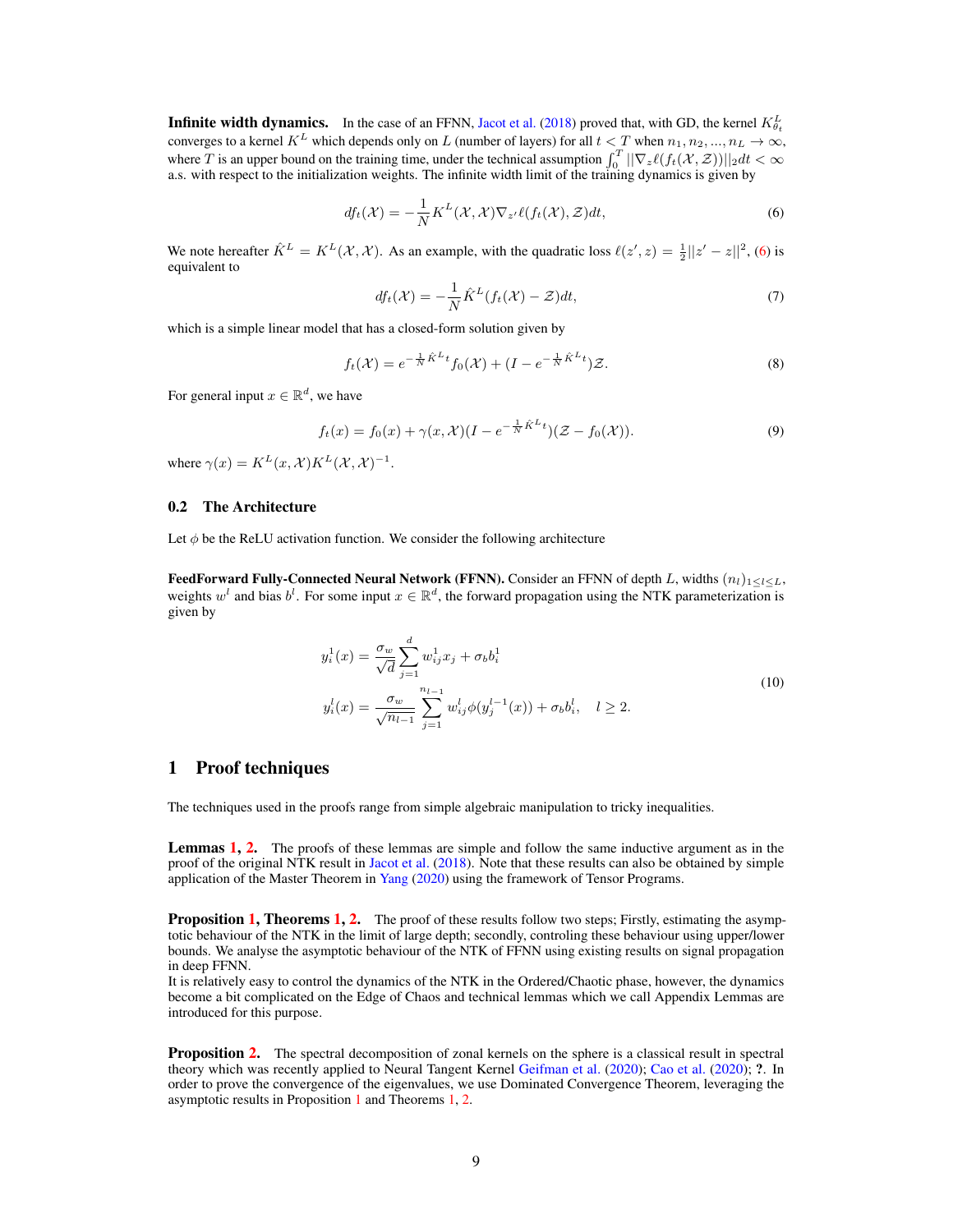**Infinite width dynamics.** In the case of an FFNN, Jacot et al. (2018) proved that, with GD, the kernel $K^L_{\theta_t}$ converges to a kernel $K^L$ which depends only on $L$ (number of layers) for all $t < T$ when $n_1, n_2, ..., n_L \to \infty$, where $T$ is an upper bound on the training time, under the technical assumption $\int_0^T ||\nabla_z \ell(f_t(\mathcal{X}, \mathcal{Z}))||_2 dt < \infty$ a.s. with respect to the initialization weights. The infinite width limit of the training dynamics is given by

$$df_t(\mathcal{X}) = -\frac{1}{N} K^L(\mathcal{X}, \mathcal{X}) \nabla_{z'} \ell(f_t(\mathcal{X}), \mathcal{Z}) dt, \tag{6}$$

We note hereafter $\hat{K}^L = K^L(\mathcal{X}, \mathcal{X})$. As an example, with the quadratic loss $\ell(z', z) = \frac{1}{2}||z' - z||^2$, (6) is equivalent to

$$df_t(\mathcal{X}) = -\frac{1}{N} \hat{K}^L (f_t(\mathcal{X}) - \mathcal{Z}) dt, \tag{7}$$

which is a simple linear model that has a closed-form solution given by

$$f_t(\mathcal{X}) = e^{-\frac{1}{N}\hat{K}^L t} f_0(\mathcal{X}) + (I - e^{-\frac{1}{N}\hat{K}^L t})\mathcal{Z}. \tag{8}$$

For general input $x \in \mathbb{R}^d$, we have

$$f_t(x) = f_0(x) + \gamma(x, \mathcal{X})(I - e^{-\frac{1}{N}\hat{K}^L t})(\mathcal{Z} - f_0(\mathcal{X})). \tag{9}$$

where $\gamma(x) = K^L(x, \mathcal{X}) K^L(\mathcal{X}, \mathcal{X})^{-1}$.

### 0.2 The Architecture

Let $\phi$ be the ReLU activation function. We consider the following architecture

**FeedForward Fully-Connected Neural Network (FFNN).** Consider an FFNN of depth $L$, widths $(n_l)_{1 \leq l \leq L}$, weights $w^l$ and bias $b^l$. For some input $x \in \mathbb{R}^d$, the forward propagation using the NTK parameterization is given by

$$\begin{aligned}
y^1_i(x) &= \frac{\sigma_w}{\sqrt{d}} \sum_{j=1}^{d} w^1_{ij} x_j + \sigma_b b^1_i \\
y^l_i(x) &= \frac{\sigma_w}{\sqrt{n_{l-1}}} \sum_{j=1}^{n_{l-1}} w^l_{ij} \phi(y^{l-1}_j(x)) + \sigma_b b^l_i, \quad l \geq 2.
\end{aligned} \tag{10}$$

## 1 Proof techniques

The techniques used in the proofs range from simple algebraic manipulation to tricky inequalities.

**Lemmas 1, 2.** The proofs of these lemmas are simple and follow the same inductive argument as in the proof of the original NTK result in Jacot et al. (2018). Note that these results can also be obtained by simple application of the Master Theorem in Yang (2020) using the framework of Tensor Programs.

**Proposition 1, Theorems 1, 2.** The proof of these results follow two steps; Firstly, estimating the asymptotic behaviour of the NTK in the limit of large depth; secondly, controling these behaviour using upper/lower bounds. We analyse the asymptotic behaviour of the NTK of FFNN using existing results on signal propagation in deep FFNN.
It is relatively easy to control the dynamics of the NTK in the Ordered/Chaotic phase, however, the dynamics become a bit complicated on the Edge of Chaos and technical lemmas which we call Appendix Lemmas are introduced for this purpose.

**Proposition 2.** The spectral decomposition of zonal kernels on the sphere is a classical result in spectral theory which was recently applied to Neural Tangent Kernel Geifman et al. (2020); Cao et al. (2020); ?. In order to prove the convergence of the eigenvalues, we use Dominated Convergence Theorem, leveraging the asymptotic results in Proposition 1 and Theorems 1, 2.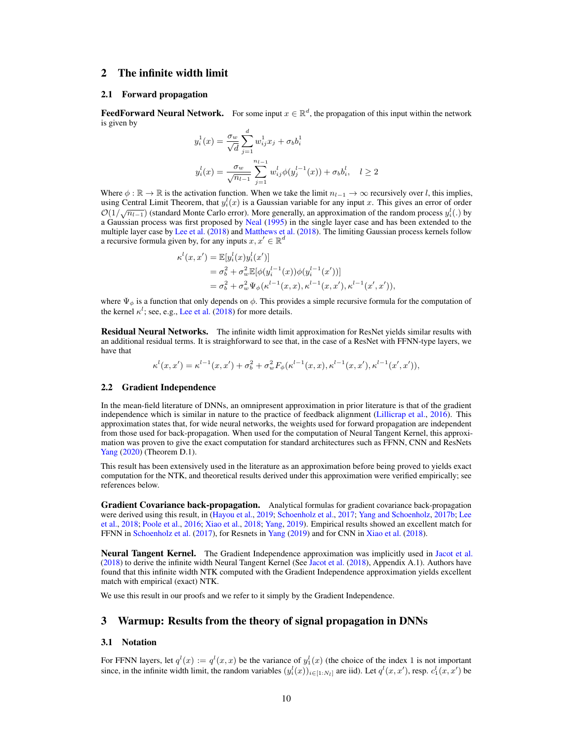## 2 The infinite width limit

### 2.1 Forward propagation

**FeedForward Neural Network.** For some input $x \in \mathbb{R}^d$, the propagation of this input within the network is given by

$$y_i^1(x) = \frac{\sigma_w}{\sqrt{d}} \sum_{j=1}^{d} w_{ij}^1 x_j + \sigma_b b_i^1$$

$$y_i^l(x) = \frac{\sigma_w}{\sqrt{n_{l-1}}} \sum_{j=1}^{n_{l-1}} w_{ij}^l \phi(y_j^{l-1}(x)) + \sigma_b b_i^l, \quad l \geq 2$$

Where $\phi : \mathbb{R} \to \mathbb{R}$ is the activation function. When we take the limit $n_{l-1} \to \infty$ recursively over $l$, this implies, using Central Limit Theorem, that $y_i^l(x)$ is a Gaussian variable for any input $x$. This gives an error of order $\mathcal{O}(1/\sqrt{n_{l-1}})$ (standard Monte Carlo error). More generally, an approximation of the random process $y_i^l(.)$ by a Gaussian process was first proposed by Neal (1995) in the single layer case and has been extended to the multiple layer case by Lee et al. (2018) and Matthews et al. (2018). The limiting Gaussian process kernels follow a recursive formula given by, for any inputs $x, x' \in \mathbb{R}^d$

$$\begin{aligned}
\kappa^l(x, x') &= \mathbb{E}[y_i^l(x) y_i^l(x')] \\
&= \sigma_b^2 + \sigma_w^2 \mathbb{E}[\phi(y_i^{l-1}(x))\phi(y_i^{l-1}(x'))] \\
&= \sigma_b^2 + \sigma_w^2 \Psi_\phi(\kappa^{l-1}(x, x), \kappa^{l-1}(x, x'), \kappa^{l-1}(x', x')),
\end{aligned}$$

where $\Psi_\phi$ is a function that only depends on $\phi$. This provides a simple recursive formula for the computation of the kernel $\kappa^l$; see, e.g., Lee et al. (2018) for more details.

**Residual Neural Networks.** The infinite width limit approximation for ResNet yields similar results with an additional residual terms. It is straighforward to see that, in the case of a ResNet with FFNN-type layers, we have that

$$\kappa^l(x, x') = \kappa^{l-1}(x, x') + \sigma_b^2 + \sigma_w^2 F_\phi(\kappa^{l-1}(x, x), \kappa^{l-1}(x, x'), \kappa^{l-1}(x', x')),$$

### 2.2 Gradient Independence

In the mean-field literature of DNNs, an omnipresent approximation in prior literature is that of the gradient independence which is similar in nature to the practice of feedback alignment (Lillicrap et al., 2016). This approximation states that, for wide neural networks, the weights used for forward propagation are independent from those used for back-propagation. When used for the computation of Neural Tangent Kernel, this approximation was proven to give the exact computation for standard architectures such as FFNN, CNN and ResNets Yang (2020) (Theorem D.1).

This result has been extensively used in the literature as an approximation before being proved to yields exact computation for the NTK, and theoretical results derived under this approximation were verified empirically; see references below.

**Gradient Covariance back-propagation.** Analytical formulas for gradient covariance back-propagation were derived using this result, in (Hayou et al., 2019; Schoenholz et al., 2017; Yang and Schoenholz, 2017b; Lee et al., 2018; Poole et al., 2016; Xiao et al., 2018; Yang, 2019). Empirical results showed an excellent match for FFNN in Schoenholz et al. (2017), for Resnets in Yang (2019) and for CNN in Xiao et al. (2018).

**Neural Tangent Kernel.** The Gradient Independence approximation was implicitly used in Jacot et al. (2018) to derive the infinite width Neural Tangent Kernel (See Jacot et al. (2018), Appendix A.1). Authors have found that this infinite width NTK computed with the Gradient Independence approximation yields excellent match with empirical (exact) NTK.

We use this result in our proofs and we refer to it simply by the Gradient Independence.

## 3 Warmup: Results from the theory of signal propagation in DNNs

### 3.1 Notation

For FFNN layers, let $q^l(x) := q^l(x, x)$ be the variance of $y_1^l(x)$ (the choice of the index 1 is not important since, in the infinite width limit, the random variables $(y_i^l(x))_{i \in [1:N_l]}$ are iid). Let $q^l(x, x')$, resp. $c_1^l(x, x')$ be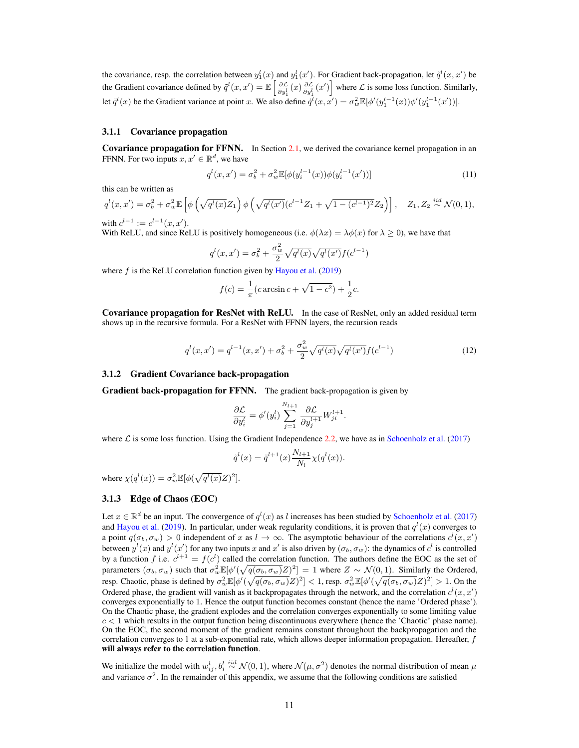the covariance, resp. the correlation between $y_1^l(x)$ and $y_1^l(x')$. For Gradient back-propagation, let $\tilde{q}^l(x, x')$ be the Gradient covariance defined by $\tilde{q}^l(x, x') = \mathbb{E}\left[\frac{\partial \mathcal{L}}{\partial y_1^l}(x)\frac{\partial \mathcal{L}}{\partial y_1^l}(x')\right]$ where $\mathcal{L}$ is some loss function. Similarly, let $\tilde{q}^l(x)$ be the Gradient variance at point $x$. We also define $\dot{q}^l(x, x') = \sigma_w^2 \mathbb{E}[\phi'(y_1^{l-1}(x))\phi'(y_1^{l-1}(x'))]$.

#### 3.1.1 Covariance propagation

**Covariance propagation for FFNN.** In Section 2.1, we derived the covariance kernel propagation in an FFNN. For two inputs $x, x' \in \mathbb{R}^d$, we have

$$q^l(x, x') = \sigma_b^2 + \sigma_w^2 \mathbb{E}[\phi(y_i^{l-1}(x))\phi(y_i^{l-1}(x'))] \tag{11}$$

this can be written as

$$q^l(x, x') = \sigma_b^2 + \sigma_w^2 \mathbb{E}\left[\phi\left(\sqrt{q^l(x)}Z_1\right)\phi\left(\sqrt{q^l(x')}(c^{l-1}Z_1 + \sqrt{1-(c^{l-1})^2}Z_2)\right)\right], \quad Z_1, Z_2 \overset{iid}{\sim} \mathcal{N}(0,1),$$

with $c^{l-1} := c^{l-1}(x, x')$.
With ReLU, and since ReLU is positively homogeneous (i.e. $\phi(\lambda x) = \lambda\phi(x)$ for $\lambda \geq 0$), we have that

$$q^l(x, x') = \sigma_b^2 + \frac{\sigma_w^2}{2}\sqrt{q^l(x)}\sqrt{q^l(x')}f(c^{l-1})$$

where $f$ is the ReLU correlation function given by Hayou et al. (2019)

$$f(c) = \frac{1}{\pi}(c \arcsin c + \sqrt{1-c^2}) + \frac{1}{2}c.$$

**Covariance propagation for ResNet with ReLU.** In the case of ResNet, only an added residual term shows up in the recursive formula. For a ResNet with FFNN layers, the recursion reads

$$q^l(x, x') = q^{l-1}(x, x') + \sigma_b^2 + \frac{\sigma_w^2}{2}\sqrt{q^l(x)}\sqrt{q^l(x')}f(c^{l-1}) \tag{12}$$

#### 3.1.2 Gradient Covariance back-propagation

**Gradient back-propagation for FFNN.** The gradient back-propagation is given by

$$\frac{\partial \mathcal{L}}{\partial y_i^l} = \phi'(y_i^l)\sum_{j=1}^{N_{l+1}} \frac{\partial \mathcal{L}}{\partial y_j^{l+1}} W_{ji}^{l+1}.$$

where $\mathcal{L}$ is some loss function. Using the Gradient Independence 2.2, we have as in Schoenholz et al. (2017)

$$\tilde{q}^l(x) = \tilde{q}^{l+1}(x)\frac{N_{l+1}}{N_l}\chi(q^l(x)).$$

where $\chi(q^l(x)) = \sigma_w^2 \mathbb{E}[\phi(\sqrt{q^l(x)}Z)^2]$.

#### 3.1.3 Edge of Chaos (EOC)

Let $x \in \mathbb{R}^d$ be an input. The convergence of $q^l(x)$ as $l$ increases has been studied by Schoenholz et al. (2017) and Hayou et al. (2019). In particular, under weak regularity conditions, it is proven that $q^l(x)$ converges to a point $q(\sigma_b, \sigma_w) > 0$ independent of $x$ as $l \to \infty$. The asymptotic behaviour of the correlations $c^l(x, x')$ between $y^l(x)$ and $y^l(x')$ for any two inputs $x$ and $x'$ is also driven by $(\sigma_b, \sigma_w)$: the dynamics of $c^l$ is controlled by a function $f$ i.e. $c^{l+1} = f(c^l)$ called the correlation function. The authors define the EOC as the set of parameters $(\sigma_b, \sigma_w)$ such that $\sigma_w^2 \mathbb{E}[\phi'(\sqrt{q(\sigma_b, \sigma_w)}Z)^2] = 1$ where $Z \sim \mathcal{N}(0,1)$. Similarly the Ordered, resp. Chaotic, phase is defined by $\sigma_w^2 \mathbb{E}[\phi'(\sqrt{q(\sigma_b, \sigma_w)}Z)^2] < 1$, resp. $\sigma_w^2 \mathbb{E}[\phi'(\sqrt{q(\sigma_b, \sigma_w)}Z)^2] > 1$. On the Ordered phase, the gradient will vanish as it backpropagates through the network, and the correlation $c^l(x, x')$ converges exponentially to 1. Hence the output function becomes constant (hence the name 'Ordered phase'). On the Chaotic phase, the gradient explodes and the correlation converges exponentially to some limiting value $c < 1$ which results in the output function being discontinuous everywhere (hence the 'Chaotic' phase name). On the EOC, the second moment of the gradient remains constant throughout the backpropagation and the correlation converges to 1 at a sub-exponential rate, which allows deeper information propagation. Hereafter, $f$ **will always refer to the correlation function**.

We initialize the model with $w_{ij}^l, b_i^l \overset{iid}{\sim} \mathcal{N}(0,1)$, where $\mathcal{N}(\mu, \sigma^2)$ denotes the normal distribution of mean $\mu$ and variance $\sigma^2$. In the remainder of this appendix, we assume that the following conditions are satisfied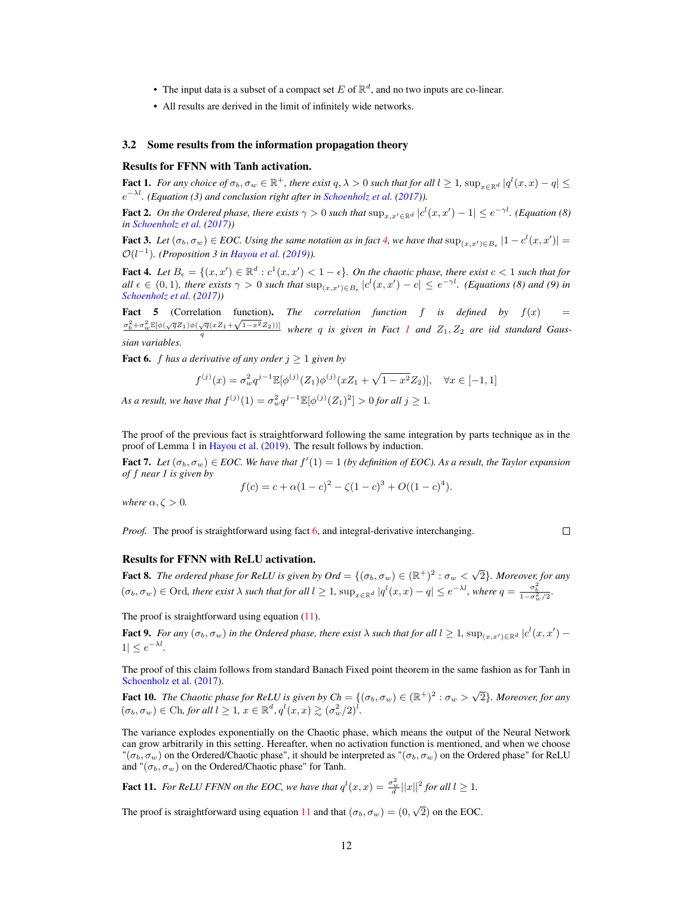- The input data is a subset of a compact set $E$ of $\mathbb{R}^d$, and no two inputs are co-linear.
- All results are derived in the limit of infinitely wide networks.

### 3.2 Some results from the information propagation theory

**Results for FFNN with Tanh activation.**

**Fact 1.** *For any choice of $\sigma_b, \sigma_w \in \mathbb{R}^+$, there exist $q, \lambda > 0$ such that for all $l \geq 1$, $\sup_{x \in \mathbb{R}^d} |q^l(x,x) - q| \leq e^{-\lambda l}$. (Equation (3) and conclusion right after in Schoenholz et al. (2017)).*

**Fact 2.** *On the Ordered phase, there exists $\gamma > 0$ such that $\sup_{x,x' \in \mathbb{R}^d} |c^l(x,x') - 1| \leq e^{-\gamma l}$. (Equation (8) in Schoenholz et al. (2017))*

**Fact 3.** *Let $(\sigma_b, \sigma_w) \in EOC$. Using the same notation as in fact 4, we have that $\sup_{(x,x') \in B_\epsilon} |1 - c^l(x,x')| = \mathcal{O}(l^{-1})$. (Proposition 3 in Hayou et al. (2019)).*

**Fact 4.** *Let $B_\epsilon = \{(x,x') \in \mathbb{R}^d : c^1(x,x') < 1 - \epsilon\}$. On the chaotic phase, there exist $c < 1$ such that for all $\epsilon \in (0,1)$, there exists $\gamma > 0$ such that $\sup_{(x,x') \in B_\epsilon} |c^l(x,x') - c| \leq e^{-\gamma l}$. (Equations (8) and (9) in Schoenholz et al. (2017))*

**Fact 5** (Correlation function)**.** *The correlation function $f$ is defined by $f(x) = \frac{\sigma_b^2 + \sigma_w^2 \mathbb{E}[\phi(\sqrt{q} Z_1)\phi(\sqrt{q}(x Z_1 + \sqrt{1-x^2} Z_2))]}{q}$ where $q$ is given in Fact 1 and $Z_1, Z_2$ are iid standard Gaussian variables.*

**Fact 6.** *$f$ has a derivative of any order $j \geq 1$ given by*

$$f^{(j)}(x) = \sigma_w^2 q^{j-1} \mathbb{E}[\phi^{(j)}(Z_1)\phi^{(j)}(x Z_1 + \sqrt{1-x^2} Z_2)], \quad \forall x \in [-1,1]$$

*As a result, we have that $f^{(j)}(1) = \sigma_w^2 q^{j-1} \mathbb{E}[\phi^{(j)}(Z_1)^2] > 0$ for all $j \geq 1$.*

The proof of the previous fact is straightforward following the same integration by parts technique as in the proof of Lemma 1 in Hayou et al. (2019). The result follows by induction.

**Fact 7.** *Let $(\sigma_b, \sigma_w) \in EOC$. We have that $f'(1) = 1$ (by definition of EOC). As a result, the Taylor expansion of $f$ near 1 is given by*

$$f(c) = c + \alpha(1-c)^2 - \zeta(1-c)^3 + O((1-c)^4).$$

*where $\alpha, \zeta > 0$.*

*Proof.* The proof is straightforward using fact 6, and integral-derivative interchanging. □

**Results for FFNN with ReLU activation.**

**Fact 8.** *The ordered phase for ReLU is given by $Ord = \{(\sigma_b, \sigma_w) \in (\mathbb{R}^+)^2 : \sigma_w < \sqrt{2}\}$. Moreover, for any $(\sigma_b, \sigma_w) \in \text{Ord}$, there exist $\lambda$ such that for all $l \geq 1$, $\sup_{x \in \mathbb{R}^d} |q^l(x,x) - q| \leq e^{-\lambda l}$, where $q = \frac{\sigma_b^2}{1 - \sigma_w^2/2}$.*

The proof is straightforward using equation (11).

**Fact 9.** *For any $(\sigma_b, \sigma_w)$ in the Ordered phase, there exist $\lambda$ such that for all $l \geq 1$, $\sup_{(x,x') \in \mathbb{R}^d} |c^l(x,x') - 1| \leq e^{-\lambda l}$.*

The proof of this claim follows from standard Banach Fixed point theorem in the same fashion as for Tanh in Schoenholz et al. (2017).

**Fact 10.** *The Chaotic phase for ReLU is given by $Ch = \{(\sigma_b, \sigma_w) \in (\mathbb{R}^+)^2 : \sigma_w > \sqrt{2}\}$. Moreover, for any $(\sigma_b, \sigma_w) \in \text{Ch}$, for all $l \geq 1$, $x \in \mathbb{R}^d$, $q^l(x,x) \gtrsim (\sigma_w^2/2)^l$.*

The variance explodes exponentially on the Chaotic phase, which means the output of the Neural Network can grow arbitrarily in this setting. Hereafter, when no activation function is mentioned, and when we choose "$(\sigma_b, \sigma_w)$ on the Ordered/Chaotic phase", it should be interpreted as "$(\sigma_b, \sigma_w)$ on the Ordered phase" for ReLU and "$(\sigma_b, \sigma_w)$ on the Ordered/Chaotic phase" for Tanh.

**Fact 11.** *For ReLU FFNN on the EOC, we have that $q^l(x,x) = \frac{\sigma_w^2}{d}||x||^2$ for all $l \geq 1$.*

The proof is straightforward using equation 11 and that $(\sigma_b, \sigma_w) = (0, \sqrt{2})$ on the EOC.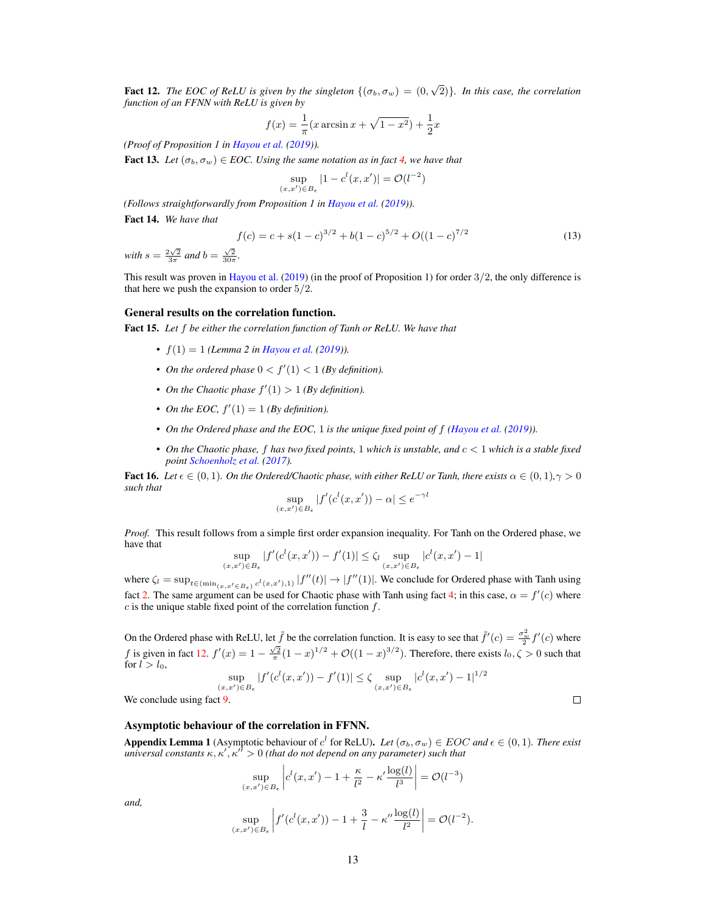**Fact 12.** *The EOC of ReLU is given by the singleton $\{(\sigma_b, \sigma_w) = (0, \sqrt{2})\}$. In this case, the correlation function of an FFNN with ReLU is given by*

$$f(x) = \frac{1}{\pi}(x \arcsin x + \sqrt{1-x^2}) + \frac{1}{2}x$$

*(Proof of Proposition 1 in Hayou et al. (2019)).*

**Fact 13.** *Let $(\sigma_b, \sigma_w) \in EOC$. Using the same notation as in fact 4, we have that*

$$\sup_{(x,x') \in B_\epsilon} |1 - c^l(x,x')| = \mathcal{O}(l^{-2})$$

*(Follows straightforwardly from Proposition 1 in Hayou et al. (2019)).*

**Fact 14.** *We have that*

$$f(c) = c + s(1-c)^{3/2} + b(1-c)^{5/2} + O((1-c)^{7/2}) \tag{13}$$

*with $s = \frac{2\sqrt{2}}{3\pi}$ and $b = \frac{\sqrt{2}}{30\pi}$.*

This result was proven in Hayou et al. (2019) (in the proof of Proposition 1) for order $3/2$, the only difference is that here we push the expansion to order $5/2$.

### General results on the correlation function.

**Fact 15.** *Let $f$ be either the correlation function of Tanh or ReLU. We have that*

- *$f(1) = 1$ (Lemma 2 in Hayou et al. (2019)).*
- *On the ordered phase $0 < f'(1) < 1$ (By definition).*
- *On the Chaotic phase $f'(1) > 1$ (By definition).*
- *On the EOC, $f'(1) = 1$ (By definition).*
- *On the Ordered phase and the EOC, $1$ is the unique fixed point of $f$ (Hayou et al. (2019)).*
- *On the Chaotic phase, $f$ has two fixed points, $1$ which is unstable, and $c < 1$ which is a stable fixed point Schoenholz et al. (2017).*

**Fact 16.** *Let $\epsilon \in (0, 1)$. On the Ordered/Chaotic phase, with either ReLU or Tanh, there exists $\alpha \in (0,1), \gamma > 0$ such that*

$$\sup_{(x,x') \in B_\epsilon} |f'(c^l(x,x')) - \alpha| \le e^{-\gamma l}$$

*Proof.* This result follows from a simple first order expansion inequality. For Tanh on the Ordered phase, we have that

$$\sup_{(x,x') \in B_\epsilon} |f'(c^l(x,x')) - f'(1)| \le \zeta_l \sup_{(x,x') \in B_\epsilon} |c^l(x,x') - 1|$$

where $\zeta_l = \sup_{t \in (\min_{(x,x') \in B_\epsilon} c^l(x,x'), 1)} |f''(t)| \to |f''(1)|$. We conclude for Ordered phase with Tanh using fact 2. The same argument can be used for Chaotic phase with Tanh using fact 4; in this case, $\alpha = f'(c)$ where $c$ is the unique stable fixed point of the correlation function $f$.

On the Ordered phase with ReLU, let $\tilde{f}$ be the correlation function. It is easy to see that $\tilde{f}'(c) = \frac{\sigma_w^2}{2} f'(c)$ where $f$ is given in fact 12. $f'(x) = 1 - \frac{\sqrt{2}}{\pi}(1-x)^{1/2} + \mathcal{O}((1-x)^{3/2})$. Therefore, there exists $l_0, \zeta > 0$ such that for $l > l_0$,

$$\sup_{(x,x') \in B_\epsilon} |f'(c^l(x,x')) - f'(1)| \le \zeta \sup_{(x,x') \in B_\epsilon} |c^l(x,x') - 1|^{1/2}$$

We conclude using fact 9. ∎

### Asymptotic behaviour of the correlation in FFNN.

**Appendix Lemma 1** (Asymptotic behaviour of $c^l$ for ReLU)**.** *Let $(\sigma_b, \sigma_w) \in EOC$ and $\epsilon \in (0,1)$. There exist universal constants $\kappa, \kappa', \kappa'' > 0$ (that do not depend on any parameter) such that*

$$\sup_{(x,x') \in B_\epsilon} \left| c^l(x,x') - 1 + \frac{\kappa}{l^2} - \kappa' \frac{\log(l)}{l^3} \right| = \mathcal{O}(l^{-3})$$

*and,*

$$\sup_{(x,x') \in B_\epsilon} \left| f'(c^l(x,x')) - 1 + \frac{3}{l} - \kappa'' \frac{\log(l)}{l^2} \right| = \mathcal{O}(l^{-2}).$$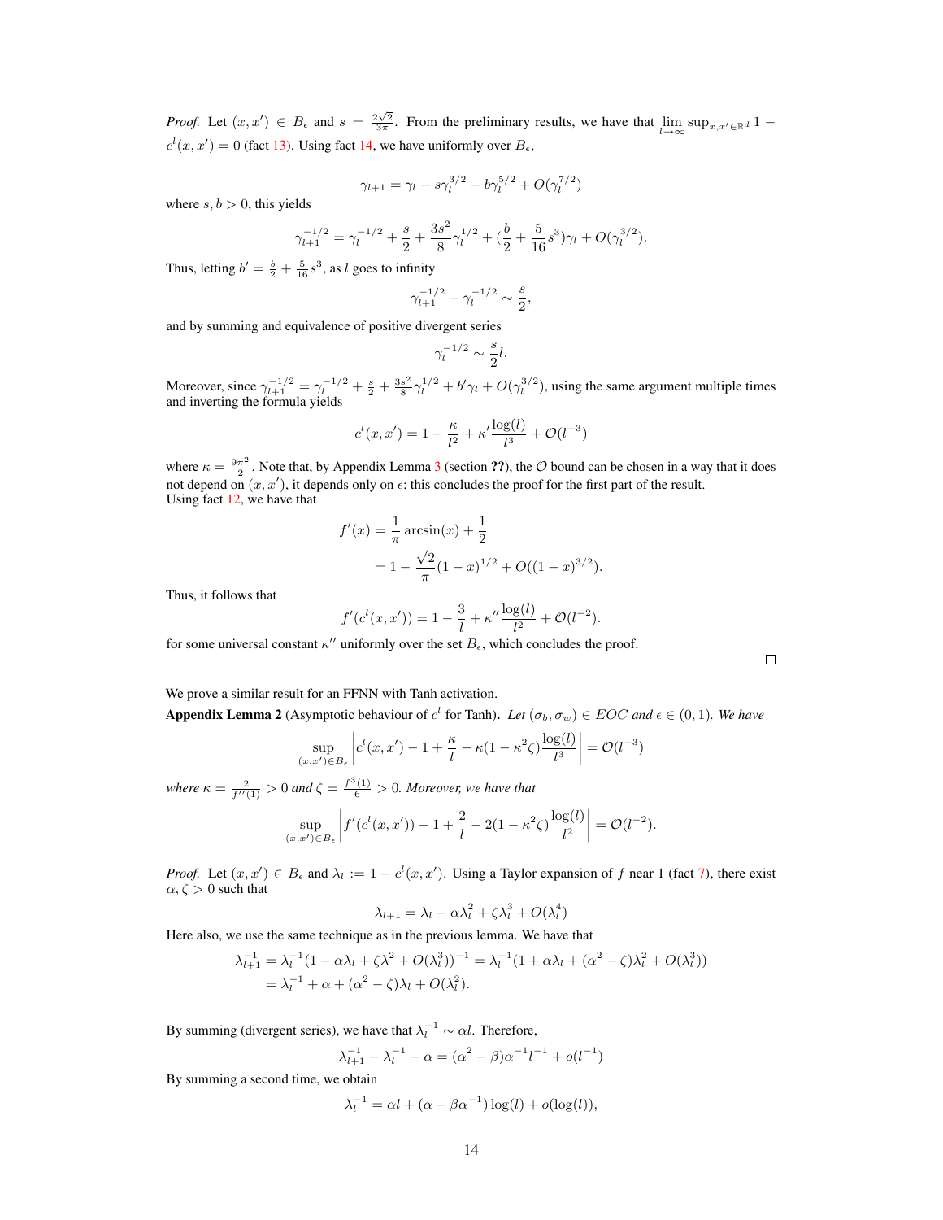*Proof.* Let $(x, x') \in B_\epsilon$ and $s = \frac{2\sqrt{2}}{3\pi}$. From the preliminary results, we have that $\lim_{l \to \infty} \sup_{x,x' \in \mathbb{R}^d} 1 - c^l(x, x') = 0$ (fact 13). Using fact 14, we have uniformly over $B_\epsilon$,

$$\gamma_{l+1} = \gamma_l - s\gamma_l^{3/2} - b\gamma_l^{5/2} + O(\gamma_l^{7/2})$$

where $s, b > 0$, this yields

$$\gamma_{l+1}^{-1/2} = \gamma_l^{-1/2} + \frac{s}{2} + \frac{3s^2}{8}\gamma_l^{1/2} + (\frac{b}{2} + \frac{5}{16}s^3)\gamma_l + O(\gamma_l^{3/2}).$$

Thus, letting $b' = \frac{b}{2} + \frac{5}{16}s^3$, as $l$ goes to infinity

$$\gamma_{l+1}^{-1/2} - \gamma_l^{-1/2} \sim \frac{s}{2},$$

and by summing and equivalence of positive divergent series

$$\gamma_l^{-1/2} \sim \frac{s}{2} l.$$

Moreover, since $\gamma_{l+1}^{-1/2} = \gamma_l^{-1/2} + \frac{s}{2} + \frac{3s^2}{8}\gamma_l^{1/2} + b'\gamma_l + O(\gamma_l^{3/2})$, using the same argument multiple times and inverting the formula yields

$$c^l(x, x') = 1 - \frac{\kappa}{l^2} + \kappa' \frac{\log(l)}{l^3} + \mathcal{O}(l^{-3})$$

where $\kappa = \frac{9\pi^2}{2}$. Note that, by Appendix Lemma 3 (section **??**), the $\mathcal{O}$ bound can be chosen in a way that it does not depend on $(x, x')$, it depends only on $\epsilon$; this concludes the proof for the first part of the result.
Using fact 12, we have that

$$\begin{aligned} f'(x) &= \frac{1}{\pi}\arcsin(x) + \frac{1}{2} \\ &= 1 - \frac{\sqrt{2}}{\pi}(1 - x)^{1/2} + O((1 - x)^{3/2}). \end{aligned}$$

Thus, it follows that

$$f'(c^l(x, x')) = 1 - \frac{3}{l} + \kappa'' \frac{\log(l)}{l^2} + \mathcal{O}(l^{-2}).$$

for some universal constant $\kappa''$ uniformly over the set $B_\epsilon$, which concludes the proof. ◻

We prove a similar result for an FFNN with Tanh activation.

**Appendix Lemma 2** (Asymptotic behaviour of $c^l$ for Tanh)**.** *Let $(\sigma_b, \sigma_w) \in EOC$ and $\epsilon \in (0, 1)$. We have*

$$\sup_{(x,x') \in B_\epsilon} \left| c^l(x, x') - 1 + \frac{\kappa}{l} - \kappa(1 - \kappa^2\zeta)\frac{\log(l)}{l^3} \right| = \mathcal{O}(l^{-3})$$

*where $\kappa = \frac{2}{f''(1)} > 0$ and $\zeta = \frac{f^3(1)}{6} > 0$. Moreover, we have that*

$$\sup_{(x,x') \in B_\epsilon} \left| f'(c^l(x, x')) - 1 + \frac{2}{l} - 2(1 - \kappa^2\zeta)\frac{\log(l)}{l^2} \right| = \mathcal{O}(l^{-2}).$$

*Proof.* Let $(x, x') \in B_\epsilon$ and $\lambda_l := 1 - c^l(x, x')$. Using a Taylor expansion of $f$ near 1 (fact 7), there exist $\alpha, \zeta > 0$ such that

$$\lambda_{l+1} = \lambda_l - \alpha\lambda_l^2 + \zeta\lambda_l^3 + O(\lambda_l^4)$$

Here also, we use the same technique as in the previous lemma. We have that

$$\begin{aligned} \lambda_{l+1}^{-1} &= \lambda_l^{-1}(1 - \alpha\lambda_l + \zeta\lambda^2 + O(\lambda_l^3))^{-1} = \lambda_l^{-1}(1 + \alpha\lambda_l + (\alpha^2 - \zeta)\lambda_l^2 + O(\lambda_l^3)) \\ &= \lambda_l^{-1} + \alpha + (\alpha^2 - \zeta)\lambda_l + O(\lambda_l^2). \end{aligned}$$

By summing (divergent series), we have that $\lambda_l^{-1} \sim \alpha l$. Therefore,

$$\lambda_{l+1}^{-1} - \lambda_l^{-1} - \alpha = (\alpha^2 - \beta)\alpha^{-1}l^{-1} + o(l^{-1})$$

By summing a second time, we obtain

$$\lambda_l^{-1} = \alpha l + (\alpha - \beta\alpha^{-1})\log(l) + o(\log(l)),$$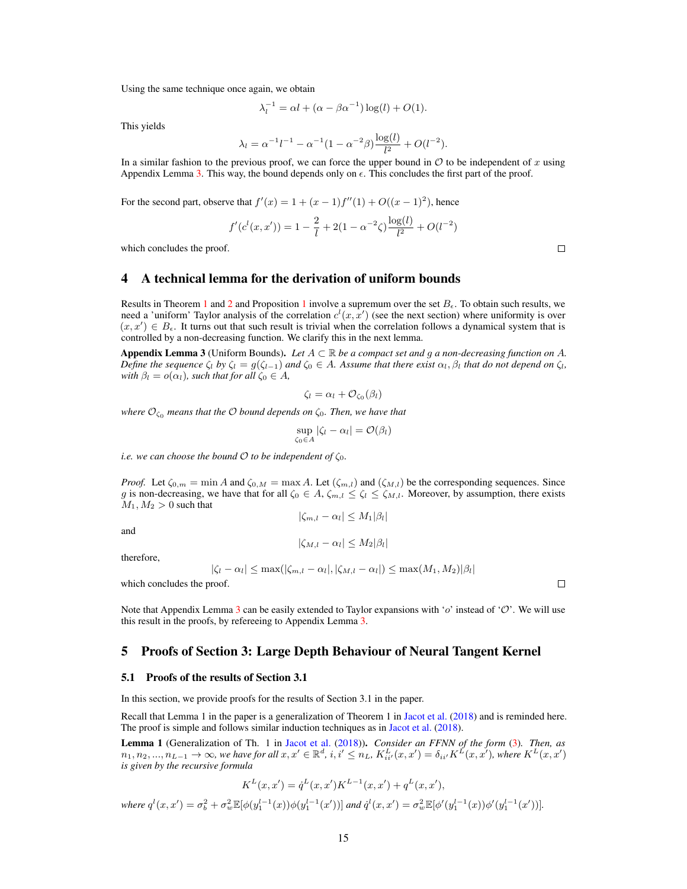Using the same technique once again, we obtain

$$\lambda_l^{-1} = \alpha l + (\alpha - \beta\alpha^{-1})\log(l) + O(1).$$

This yields

$$\lambda_l = \alpha^{-1} l^{-1} - \alpha^{-1}(1 - \alpha^{-2}\beta)\frac{\log(l)}{l^2} + O(l^{-2}).$$

In a similar fashion to the previous proof, we can force the upper bound in $\mathcal{O}$ to be independent of $x$ using Appendix Lemma 3. This way, the bound depends only on $\epsilon$. This concludes the first part of the proof.

For the second part, observe that $f'(x) = 1 + (x-1)f''(1) + O((x-1)^2)$, hence

$$f'(c^l(x,x')) = 1 - \frac{2}{l} + 2(1 - \alpha^{-2}\zeta)\frac{\log(l)}{l^2} + O(l^{-2})$$

which concludes the proof. □

## 4 A technical lemma for the derivation of uniform bounds

Results in Theorem 1 and 2 and Proposition 1 involve a supremum over the set $B_\epsilon$. To obtain such results, we need a 'uniform' Taylor analysis of the correlation $c^l(x,x')$ (see the next section) where uniformity is over $(x,x') \in B_\epsilon$. It turns out that such result is trivial when the correlation follows a dynamical system that is controlled by a non-decreasing function. We clarify this in the next lemma.

**Appendix Lemma 3** (Uniform Bounds)**.** *Let $A \subset \mathbb{R}$ be a compact set and $g$ a non-decreasing function on $A$. Define the sequence $\zeta_l$ by $\zeta_l = g(\zeta_{l-1})$ and $\zeta_0 \in A$. Assume that there exist $\alpha_l, \beta_l$ that do not depend on $\zeta_l$, with $\beta_l = o(\alpha_l)$, such that for all $\zeta_0 \in A$,*

$$\zeta_l = \alpha_l + \mathcal{O}_{\zeta_0}(\beta_l)$$

*where $\mathcal{O}_{\zeta_0}$ means that the $\mathcal{O}$ bound depends on $\zeta_0$. Then, we have that*

$$\sup_{\zeta_0 \in A} |\zeta_l - \alpha_l| = \mathcal{O}(\beta_l)$$

*i.e. we can choose the bound $\mathcal{O}$ to be independent of $\zeta_0$.*

*Proof.* Let $\zeta_{0,m} = \min A$ and $\zeta_{0,M} = \max A$. Let $(\zeta_{m,l})$ and $(\zeta_{M,l})$ be the corresponding sequences. Since $g$ is non-decreasing, we have that for all $\zeta_0 \in A$, $\zeta_{m,l} \leq \zeta_l \leq \zeta_{M,l}$. Moreover, by assumption, there exists $M_1, M_2 > 0$ such that

$$|\zeta_{m,l} - \alpha_l| \leq M_1|\beta_l|$$

and

$$|\zeta_{M,l} - \alpha_l| \leq M_2|\beta_l|$$

therefore,

$$|\zeta_l - \alpha_l| \leq \max(|\zeta_{m,l} - \alpha_l|, |\zeta_{M,l} - \alpha_l|) \leq \max(M_1, M_2)|\beta_l|$$

which concludes the proof. □

Note that Appendix Lemma 3 can be easily extended to Taylor expansions with '$o$' instead of '$\mathcal{O}$'. We will use this result in the proofs, by refereeing to Appendix Lemma 3.

## 5 Proofs of Section 3: Large Depth Behaviour of Neural Tangent Kernel

### 5.1 Proofs of the results of Section 3.1

In this section, we provide proofs for the results of Section 3.1 in the paper.

Recall that Lemma 1 in the paper is a generalization of Theorem 1 in Jacot et al. (2018) and is reminded here. The proof is simple and follows similar induction techniques as in Jacot et al. (2018).

**Lemma 1** (Generalization of Th. 1 in Jacot et al. (2018))**.** *Consider an FFNN of the form (3). Then, as $n_1, n_2, ..., n_{L-1} \to \infty$, we have for all $x, x' \in \mathbb{R}^d$, $i, i' \leq n_L$, $K^L_{ii'}(x,x') = \delta_{ii'}K^L(x,x')$, where $K^L(x,x')$ is given by the recursive formula*

$$K^L(x,x') = \dot{q}^L(x,x')K^{L-1}(x,x') + q^L(x,x'),$$

*where $q^l(x,x') = \sigma_b^2 + \sigma_w^2\mathbb{E}[\phi(y_1^{l-1}(x))\phi(y_1^{l-1}(x'))]$ and $\dot{q}^l(x,x') = \sigma_w^2\mathbb{E}[\phi'(y_1^{l-1}(x))\phi'(y_1^{l-1}(x'))]$.*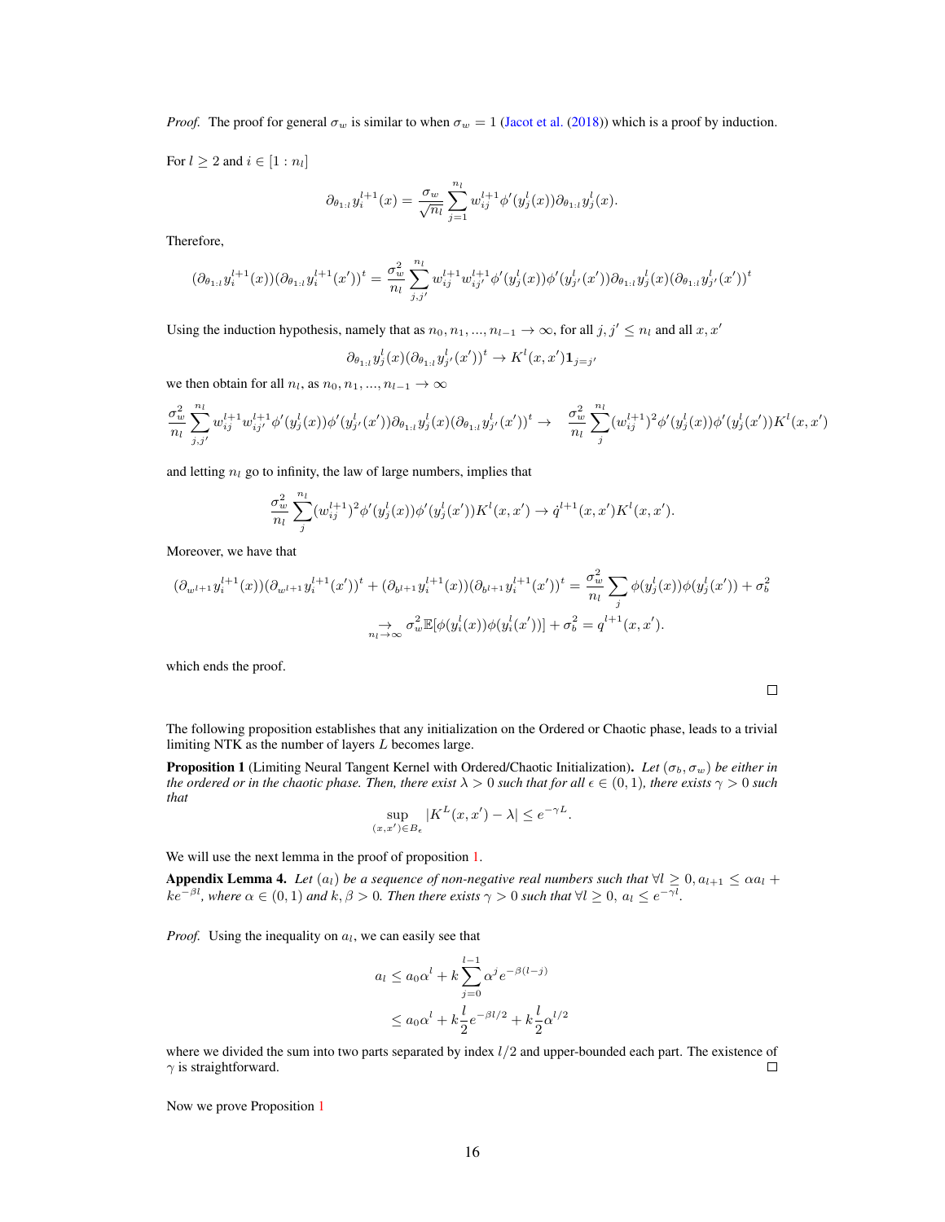*Proof.* The proof for general $\sigma_w$ is similar to when $\sigma_w = 1$ (Jacot et al. (2018)) which is a proof by induction.

For $l \geq 2$ and $i \in [1 : n_l]$

$$\partial_{\theta_{1:l}} y_i^{l+1}(x) = \frac{\sigma_w}{\sqrt{n_l}} \sum_{j=1}^{n_l} w_{ij}^{l+1} \phi'(y_j^l(x)) \partial_{\theta_{1:l}} y_j^l(x).$$

Therefore,

$$(\partial_{\theta_{1:l}} y_i^{l+1}(x))(\partial_{\theta_{1:l}} y_i^{l+1}(x'))^t = \frac{\sigma_w^2}{n_l} \sum_{j,j'}^{n_l} w_{ij}^{l+1} w_{ij'}^{l+1} \phi'(y_j^l(x)) \phi'(y_{j'}^l(x')) \partial_{\theta_{1:l}} y_j^l(x) (\partial_{\theta_{1:l}} y_{j'}^l(x'))^t$$

Using the induction hypothesis, namely that as $n_0, n_1, ..., n_{l-1} \to \infty$, for all $j, j' \leq n_l$ and all $x, x'$

$$\partial_{\theta_{1:l}} y_j^l(x) (\partial_{\theta_{1:l}} y_{j'}^l(x'))^t \to K^l(x, x') \mathbf{1}_{j=j'}$$

we then obtain for all $n_l$, as $n_0, n_1, ..., n_{l-1} \to \infty$

$$\frac{\sigma_w^2}{n_l} \sum_{j,j'}^{n_l} w_{ij}^{l+1} w_{ij'}^{l+1} \phi'(y_j^l(x)) \phi'(y_{j'}^l(x')) \partial_{\theta_{1:l}} y_j^l(x) (\partial_{\theta_{1:l}} y_{j'}^l(x'))^t \to \quad \frac{\sigma_w^2}{n_l} \sum_{j}^{n_l} (w_{ij}^{l+1})^2 \phi'(y_j^l(x)) \phi'(y_j^l(x')) K^l(x, x')$$

and letting $n_l$ go to infinity, the law of large numbers, implies that

$$\frac{\sigma_w^2}{n_l} \sum_{j}^{n_l} (w_{ij}^{l+1})^2 \phi'(y_j^l(x)) \phi'(y_j^l(x')) K^l(x, x') \to \dot{q}^{l+1}(x, x') K^l(x, x').$$

Moreover, we have that

$$(\partial_{w^{l+1}} y_i^{l+1}(x))(\partial_{w^{l+1}} y_i^{l+1}(x'))^t + (\partial_{b^{l+1}} y_i^{l+1}(x))(\partial_{b^{l+1}} y_i^{l+1}(x'))^t = \frac{\sigma_w^2}{n_l} \sum_j \phi(y_j^l(x)) \phi(y_j^l(x')) + \sigma_b^2$$
$$\underset{n_l \to \infty}{\to} \sigma_w^2 \mathbb{E}[\phi(y_i^l(x)) \phi(y_i^l(x'))] + \sigma_b^2 = q^{l+1}(x, x').$$

which ends the proof. □

The following proposition establishes that any initialization on the Ordered or Chaotic phase, leads to a trivial limiting NTK as the number of layers $L$ becomes large.

**Proposition 1** (Limiting Neural Tangent Kernel with Ordered/Chaotic Initialization). *Let $(\sigma_b, \sigma_w)$ be either in the ordered or in the chaotic phase. Then, there exist $\lambda > 0$ such that for all $\epsilon \in (0, 1)$, there exists $\gamma > 0$ such that*

$$\sup_{(x,x') \in B_\epsilon} |K^L(x, x') - \lambda| \leq e^{-\gamma L}.$$

We will use the next lemma in the proof of proposition 1.

**Appendix Lemma 4.** *Let $(a_l)$ be a sequence of non-negative real numbers such that $\forall l \geq 0, a_{l+1} \leq \alpha a_l + k e^{-\beta l}$, where $\alpha \in (0, 1)$ and $k, \beta > 0$. Then there exists $\gamma > 0$ such that $\forall l \geq 0$, $a_l \leq e^{-\gamma l}$.*

*Proof.* Using the inequality on $a_l$, we can easily see that

$$a_l \leq a_0 \alpha^l + k \sum_{j=0}^{l-1} \alpha^j e^{-\beta(l-j)}$$
$$\leq a_0 \alpha^l + k \frac{l}{2} e^{-\beta l/2} + k \frac{l}{2} \alpha^{l/2}$$

where we divided the sum into two parts separated by index $l/2$ and upper-bounded each part. The existence of $\gamma$ is straightforward. □

Now we prove Proposition 1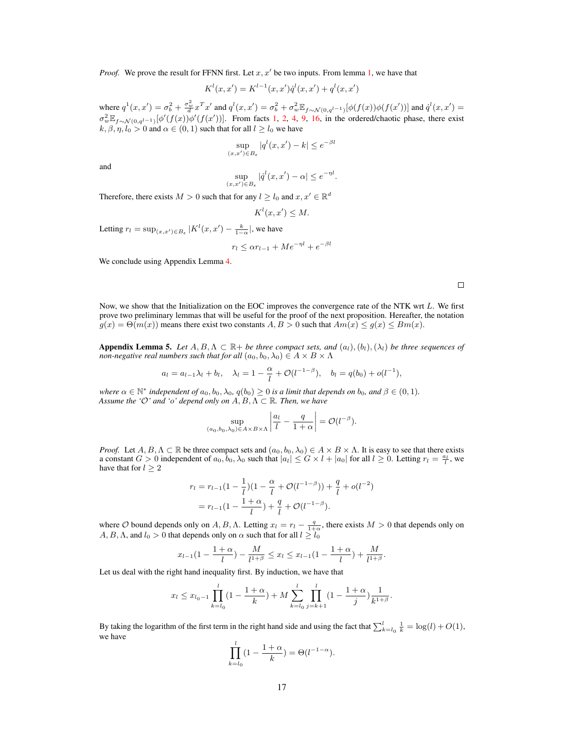*Proof.* We prove the result for FFNN first. Let $x, x'$ be two inputs. From lemma 1, we have that

$$K^l(x, x') = K^{l-1}(x, x')\dot{q}^l(x, x') + q^l(x, x')$$

where $q^1(x, x') = \sigma_b^2 + \frac{\sigma_w^2}{d} x^T x'$ and $q^l(x, x') = \sigma_b^2 + \sigma_w^2 \mathbb{E}_{f \sim \mathcal{N}(0, q^{l-1})}[\phi(f(x))\phi(f(x'))]$ and $\dot{q}^l(x, x') = \sigma_w^2 \mathbb{E}_{f \sim \mathcal{N}(0, q^{l-1})}[\phi'(f(x))\phi'(f(x'))]$. From facts 1, 2, 4, 9, 16, in the ordered/chaotic phase, there exist $k, \beta, \eta, l_0 > 0$ and $\alpha \in (0, 1)$ such that for all $l \geq l_0$ we have

$$\sup_{(x,x') \in B_\epsilon} |q^l(x, x') - k| \leq e^{-\beta l}$$

and

$$\sup_{(x,x') \in B_\epsilon} |\dot{q}^l(x, x') - \alpha| \leq e^{-\eta l}.$$

Therefore, there exists $M > 0$ such that for any $l \geq l_0$ and $x, x' \in \mathbb{R}^d$

$$K^l(x, x') \leq M.$$

Letting $r_l = \sup_{(x,x') \in B_\epsilon} |K^l(x, x') - \frac{k}{1-\alpha}|$, we have

$$r_l \leq \alpha r_{l-1} + M e^{-\eta l} + e^{-\beta l}$$

We conclude using Appendix Lemma 4. $\square$

Now, we show that the Initialization on the EOC improves the convergence rate of the NTK wrt $L$. We first prove two preliminary lemmas that will be useful for the proof of the next proposition. Hereafter, the notation $g(x) = \Theta(m(x))$ means there exist two constants $A, B > 0$ such that $Am(x) \leq g(x) \leq Bm(x)$.

**Appendix Lemma 5.** *Let $A, B, \Lambda \subset \mathbb{R}+$ be three compact sets, and $(a_l), (b_l), (\lambda_l)$ be three sequences of non-negative real numbers such that for all $(a_0, b_0, \lambda_0) \in A \times B \times \Lambda$*

$$a_l = a_{l-1}\lambda_l + b_l, \quad \lambda_l = 1 - \frac{\alpha}{l} + \mathcal{O}(l^{-1-\beta}), \quad b_l = q(b_0) + o(l^{-1}),$$

*where $\alpha \in \mathbb{N}^*$ independent of $a_0, b_0, \lambda_0$, $q(b_0) \geq 0$ is a limit that depends on $b_0$, and $\beta \in (0, 1)$. Assume the '$\mathcal{O}$' and 'o' depend only on $A, B, \Lambda \subset \mathbb{R}$. Then, we have*

$$\sup_{(a_0,b_0,\lambda_0) \in A \times B \times \Lambda} \left| \frac{a_l}{l} - \frac{q}{1+\alpha} \right| = \mathcal{O}(l^{-\beta}).$$

*Proof.* Let $A, B, \Lambda \subset \mathbb{R}$ be three compact sets and $(a_0, b_0, \lambda_0) \in A \times B \times \Lambda$. It is easy to see that there exists a constant $G > 0$ independent of $a_0, b_0, \lambda_0$ such that $|a_l| \leq G \times l + |a_0|$ for all $l \geq 0$. Letting $r_l = \frac{a_l}{l}$, we have that for $l \geq 2$

$$\begin{aligned} r_l &= r_{l-1}(1 - \frac{1}{l})(1 - \frac{\alpha}{l} + \mathcal{O}(l^{-1-\beta})) + \frac{q}{l} + o(l^{-2}) \\ &= r_{l-1}(1 - \frac{1+\alpha}{l}) + \frac{q}{l} + \mathcal{O}(l^{-1-\beta}). \end{aligned}$$

where $\mathcal{O}$ bound depends only on $A, B, \Lambda$. Letting $x_l = r_l - \frac{q}{1+\alpha}$, there exists $M > 0$ that depends only on $A, B, \Lambda$, and $l_0 > 0$ that depends only on $\alpha$ such that for all $l \geq l_0$

$$x_{l-1}(1 - \frac{1+\alpha}{l}) - \frac{M}{l^{1+\beta}} \leq x_l \leq x_{l-1}(1 - \frac{1+\alpha}{l}) + \frac{M}{l^{1+\beta}}.$$

Let us deal with the right hand inequality first. By induction, we have that

$$x_l \leq x_{l_0-1} \prod_{k=l_0}^{l} (1 - \frac{1+\alpha}{k}) + M \sum_{k=l_0}^{l} \prod_{j=k+1}^{l} (1 - \frac{1+\alpha}{j}) \frac{1}{k^{1+\beta}}.$$

By taking the logarithm of the first term in the right hand side and using the fact that $\sum_{k=l_0}^{l} \frac{1}{k} = \log(l) + O(1)$, we have

$$\prod_{k=l_0}^{l} (1 - \frac{1+\alpha}{k}) = \Theta(l^{-1-\alpha}).$$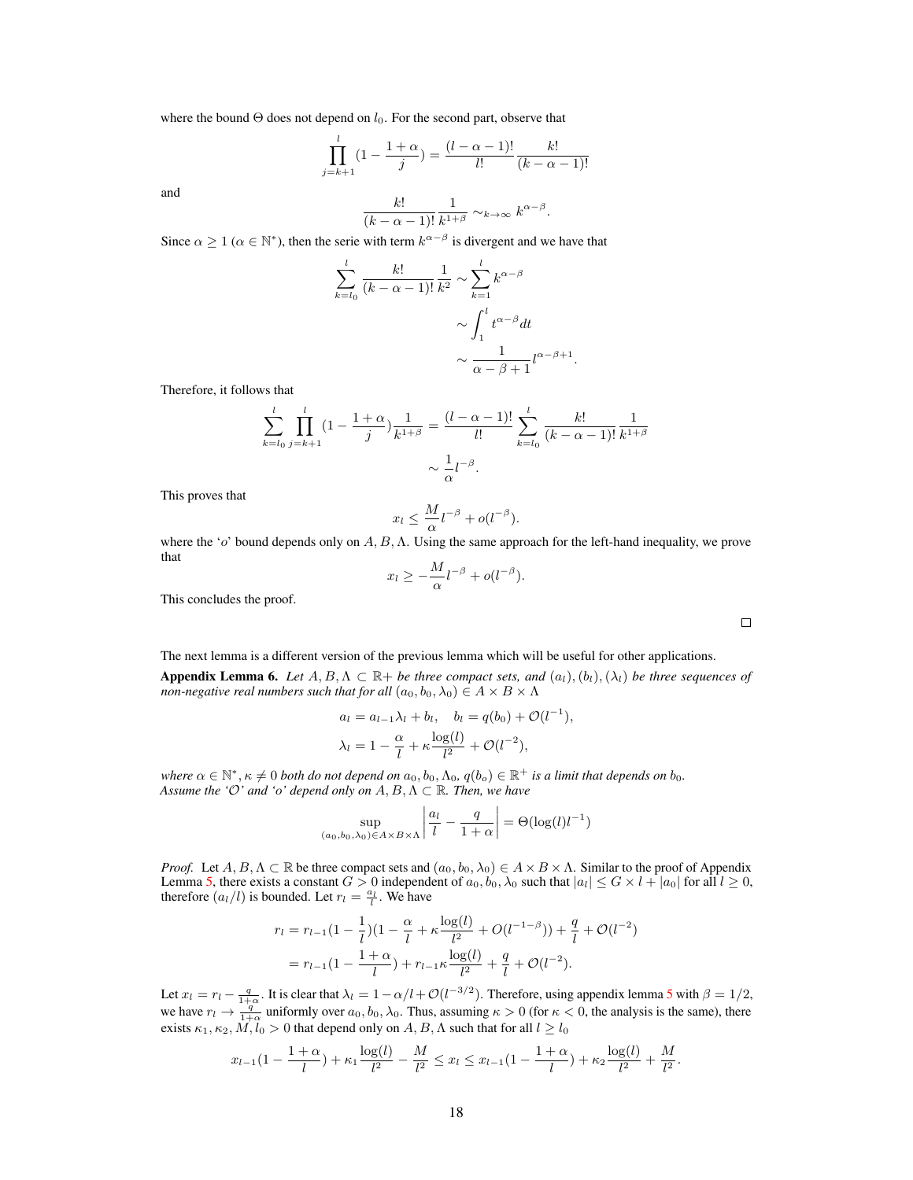where the bound $\Theta$ does not depend on $l_0$. For the second part, observe that

$$\prod_{j=k+1}^{l}(1-\frac{1+\alpha}{j})=\frac{(l-\alpha-1)!}{l!}\frac{k!}{(k-\alpha-1)!}$$

and

$$\frac{k!}{(k-\alpha-1)!}\frac{1}{k^{1+\beta}}\sim_{k\to\infty}k^{\alpha-\beta}.$$

Since $\alpha\geq 1$ ($\alpha\in\mathbb{N}^*$), then the serie with term $k^{\alpha-\beta}$ is divergent and we have that

$$\begin{aligned}\sum_{k=l_0}^{l}\frac{k!}{(k-\alpha-1)!}\frac{1}{k^2}&\sim\sum_{k=1}^{l}k^{\alpha-\beta}\\&\sim\int_1^l t^{\alpha-\beta}dt\\&\sim\frac{1}{\alpha-\beta+1}l^{\alpha-\beta+1}.\end{aligned}$$

Therefore, it follows that

$$\begin{aligned}\sum_{k=l_0}^{l}\prod_{j=k+1}^{l}(1-\frac{1+\alpha}{j})\frac{1}{k^{1+\beta}}&=\frac{(l-\alpha-1)!}{l!}\sum_{k=l_0}^{l}\frac{k!}{(k-\alpha-1)!}\frac{1}{k^{1+\beta}}\\&\sim\frac{1}{\alpha}l^{-\beta}.\end{aligned}$$

This proves that

$$x_l\leq\frac{M}{\alpha}l^{-\beta}+o(l^{-\beta}).$$

where the '$o$' bound depends only on $A,B,\Lambda$. Using the same approach for the left-hand inequality, we prove that

$$x_l\geq-\frac{M}{\alpha}l^{-\beta}+o(l^{-\beta}).$$

This concludes the proof.

□

The next lemma is a different version of the previous lemma which will be useful for other applications.

**Appendix Lemma 6.** *Let $A,B,\Lambda\subset\mathbb{R}+$ be three compact sets, and $(a_l),(b_l),(\lambda_l)$ be three sequences of non-negative real numbers such that for all $(a_0,b_0,\lambda_0)\in A\times B\times\Lambda$*

$$\begin{aligned}&a_l=a_{l-1}\lambda_l+b_l,\quad b_l=q(b_0)+\mathcal{O}(l^{-1}),\\&\lambda_l=1-\frac{\alpha}{l}+\kappa\frac{\log(l)}{l^2}+\mathcal{O}(l^{-2}),\end{aligned}$$

*where $\alpha\in\mathbb{N}^*,\kappa\neq 0$ both do not depend on $a_0,b_0,\Lambda_0$, $q(b_o)\in\mathbb{R}^+$ is a limit that depends on $b_0$. Assume the '$\mathcal{O}$' and '$o$' depend only on $A,B,\Lambda\subset\mathbb{R}$. Then, we have*

$$\sup_{(a_0,b_0,\lambda_0)\in A\times B\times\Lambda}\left|\frac{a_l}{l}-\frac{q}{1+\alpha}\right|=\Theta(\log(l)l^{-1})$$

*Proof.* Let $A,B,\Lambda\subset\mathbb{R}$ be three compact sets and $(a_0,b_0,\lambda_0)\in A\times B\times\Lambda$. Similar to the proof of Appendix Lemma 5, there exists a constant $G>0$ independent of $a_0,b_0,\lambda_0$ such that $|a_l|\leq G\times l+|a_0|$ for all $l\geq 0$, therefore $(a_l/l)$ is bounded. Let $r_l=\frac{a_l}{l}$. We have

$$\begin{aligned}r_l&=r_{l-1}(1-\frac{1}{l})(1-\frac{\alpha}{l}+\kappa\frac{\log(l)}{l^2}+O(l^{-1-\beta}))+\frac{q}{l}+\mathcal{O}(l^{-2})\\&=r_{l-1}(1-\frac{1+\alpha}{l})+r_{l-1}\kappa\frac{\log(l)}{l^2}+\frac{q}{l}+\mathcal{O}(l^{-2}).\end{aligned}$$

Let $x_l=r_l-\frac{q}{1+\alpha}$. It is clear that $\lambda_l=1-\alpha/l+\mathcal{O}(l^{-3/2})$. Therefore, using appendix lemma 5 with $\beta=1/2$, we have $r_l\to\frac{q}{1+\alpha}$ uniformly over $a_0,b_0,\lambda_0$. Thus, assuming $\kappa>0$ (for $\kappa<0$, the analysis is the same), there exists $\kappa_1,\kappa_2,M,l_0>0$ that depend only on $A,B,\Lambda$ such that for all $l\geq l_0$

$$x_{l-1}(1-\frac{1+\alpha}{l})+\kappa_1\frac{\log(l)}{l^2}-\frac{M}{l^2}\leq x_l\leq x_{l-1}(1-\frac{1+\alpha}{l})+\kappa_2\frac{\log(l)}{l^2}+\frac{M}{l^2}.$$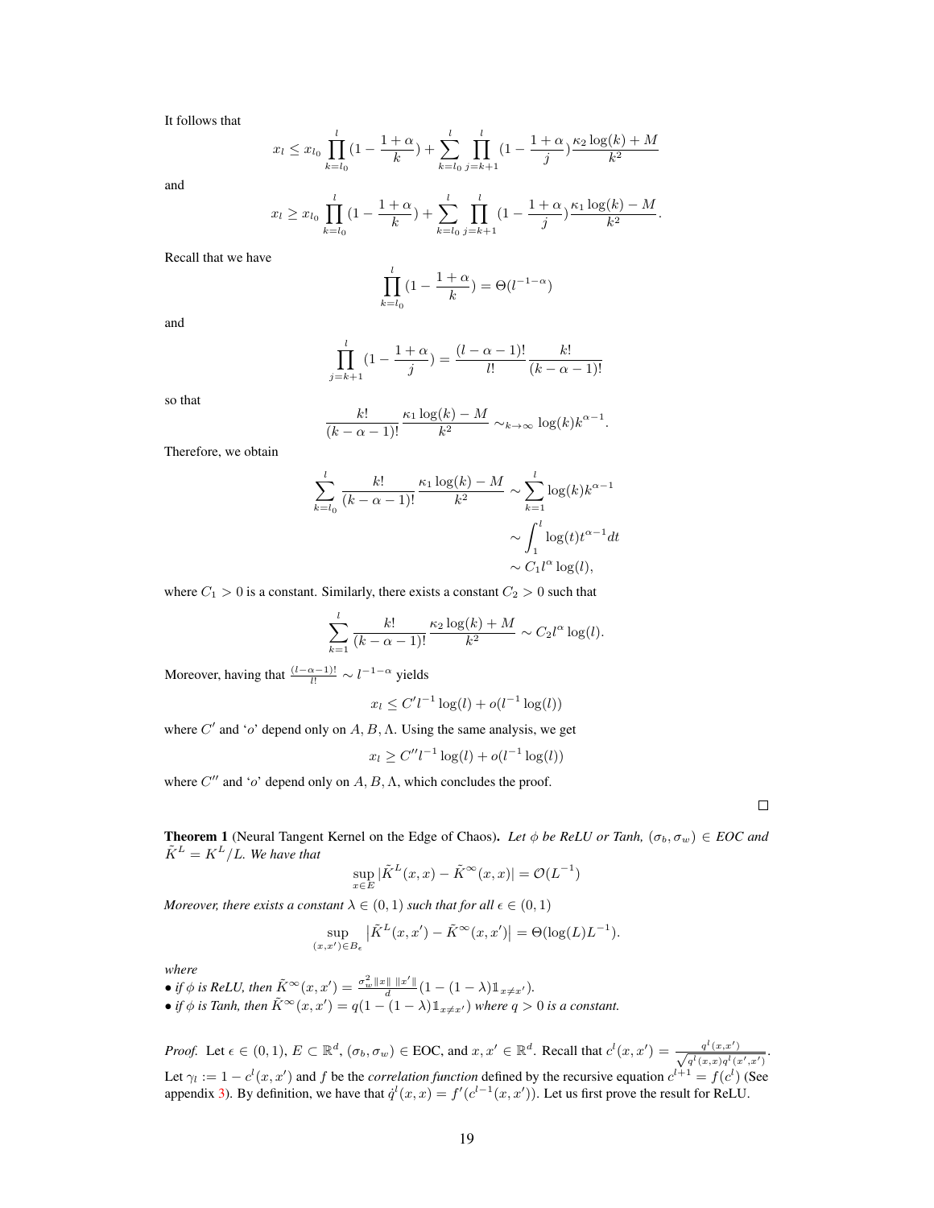It follows that

$$x_l \leq x_{l_0} \prod_{k=l_0}^{l} (1 - \frac{1+\alpha}{k}) + \sum_{k=l_0}^{l} \prod_{j=k+1}^{l} (1 - \frac{1+\alpha}{j}) \frac{\kappa_2 \log(k) + M}{k^2}$$

and

$$x_l \geq x_{l_0} \prod_{k=l_0}^{l} (1 - \frac{1+\alpha}{k}) + \sum_{k=l_0}^{l} \prod_{j=k+1}^{l} (1 - \frac{1+\alpha}{j}) \frac{\kappa_1 \log(k) - M}{k^2}.$$

Recall that we have

$$\prod_{k=l_0}^{l} (1 - \frac{1+\alpha}{k}) = \Theta(l^{-1-\alpha})$$

and

$$\prod_{j=k+1}^{l} (1 - \frac{1+\alpha}{j}) = \frac{(l-\alpha-1)!}{l!} \frac{k!}{(k-\alpha-1)!}$$

so that

$$\frac{k!}{(k-\alpha-1)!} \frac{\kappa_1 \log(k) - M}{k^2} \sim_{k \to \infty} \log(k) k^{\alpha-1}.$$

Therefore, we obtain

$$\begin{aligned}
\sum_{k=l_0}^{l} \frac{k!}{(k-\alpha-1)!} \frac{\kappa_1 \log(k) - M}{k^2} &\sim \sum_{k=1}^{l} \log(k) k^{\alpha-1} \\
&\sim \int_1^l \log(t) t^{\alpha-1} dt \\
&\sim C_1 l^{\alpha} \log(l),
\end{aligned}$$

where $C_1 > 0$ is a constant. Similarly, there exists a constant $C_2 > 0$ such that

$$\sum_{k=1}^{l} \frac{k!}{(k-\alpha-1)!} \frac{\kappa_2 \log(k) + M}{k^2} \sim C_2 l^{\alpha} \log(l).$$

Moreover, having that $\frac{(l-\alpha-1)!}{l!} \sim l^{-1-\alpha}$ yields

$$x_l \leq C' l^{-1} \log(l) + o(l^{-1} \log(l))$$

where $C'$ and '$o$' depend only on $A, B, \Lambda$. Using the same analysis, we get

$$x_l \geq C'' l^{-1} \log(l) + o(l^{-1} \log(l))$$

where $C''$ and '$o$' depend only on $A, B, \Lambda$, which concludes the proof.

□

**Theorem 1** (Neural Tangent Kernel on the Edge of Chaos). *Let $\phi$ be ReLU or Tanh, $(\sigma_b, \sigma_w) \in$ EOC and $\tilde{K}^L = K^L/L$. We have that*

$$\sup_{x \in E} |\tilde{K}^L(x,x) - \tilde{K}^\infty(x,x)| = \mathcal{O}(L^{-1})$$

*Moreover, there exists a constant $\lambda \in (0,1)$ such that for all $\epsilon \in (0,1)$*

$$\sup_{(x,x') \in B_\epsilon} \left| \tilde{K}^L(x,x') - \tilde{K}^\infty(x,x') \right| = \Theta(\log(L) L^{-1}).$$

*where*

- *if $\phi$ is ReLU, then $\tilde{K}^\infty(x,x') = \frac{\sigma_w^2 \|x\| \, \|x'\|}{d} (1 - (1-\lambda) \mathbb{1}_{x \neq x'})$.*
- *if $\phi$ is Tanh, then $\tilde{K}^\infty(x,x') = q(1 - (1-\lambda) \mathbb{1}_{x \neq x'})$ where $q > 0$ is a constant.*

*Proof.* Let $\epsilon \in (0,1)$, $E \subset \mathbb{R}^d$, $(\sigma_b, \sigma_w) \in$ EOC, and $x, x' \in \mathbb{R}^d$. Recall that $c^l(x,x') = \frac{q^l(x,x')}{\sqrt{q^l(x,x) q^l(x',x')}}$. Let $\gamma_l := 1 - c^l(x,x')$ and $f$ be the *correlation function* defined by the recursive equation $c^{l+1} = f(c^l)$ (See appendix 3). By definition, we have that $\dot{q}^l(x,x) = f'(c^{l-1}(x,x'))$. Let us first prove the result for ReLU.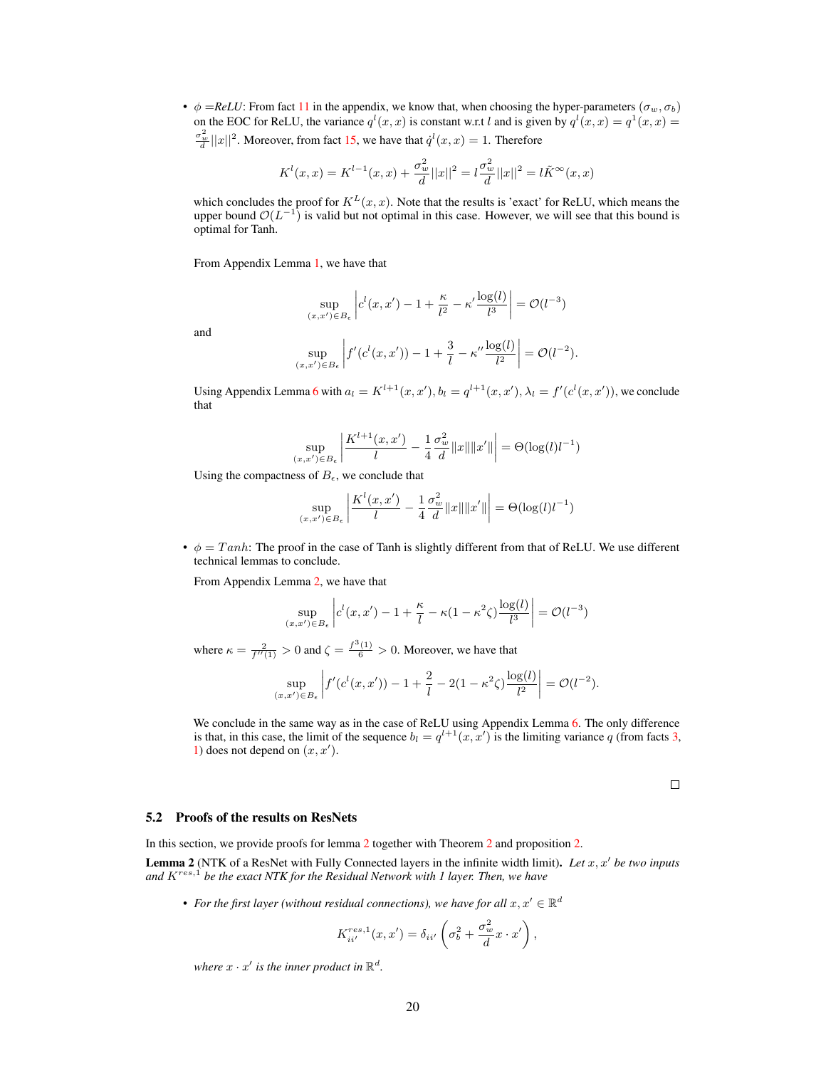- $\phi$ =*ReLU*: From fact 11 in the appendix, we know that, when choosing the hyper-parameters $(\sigma_w, \sigma_b)$ on the EOC for ReLU, the variance $q^l(x,x)$ is constant w.r.t $l$ and is given by $q^l(x,x) = q^1(x,x) = \frac{\sigma_w^2}{d}||x||^2$. Moreover, from fact 15, we have that $\dot{q}^l(x,x) = 1$. Therefore

$$K^l(x,x) = K^{l-1}(x,x) + \frac{\sigma_w^2}{d}||x||^2 = l\frac{\sigma_w^2}{d}||x||^2 = l\tilde{K}^\infty(x,x)$$

which concludes the proof for $K^L(x,x)$. Note that the results is 'exact' for ReLU, which means the upper bound $\mathcal{O}(L^{-1})$ is valid but not optimal in this case. However, we will see that this bound is optimal for Tanh.

From Appendix Lemma 1, we have that

$$\sup_{(x,x')\in B_\epsilon} \left| c^l(x,x') - 1 + \frac{\kappa}{l^2} - \kappa' \frac{\log(l)}{l^3} \right| = \mathcal{O}(l^{-3})$$

and

$$\sup_{(x,x')\in B_\epsilon} \left| f'(c^l(x,x')) - 1 + \frac{3}{l} - \kappa'' \frac{\log(l)}{l^2} \right| = \mathcal{O}(l^{-2}).$$

Using Appendix Lemma 6 with $a_l = K^{l+1}(x,x'), b_l = q^{l+1}(x,x'), \lambda_l = f'(c^l(x,x'))$, we conclude that

$$\sup_{(x,x')\in B_\epsilon} \left| \frac{K^{l+1}(x,x')}{l} - \frac{1}{4}\frac{\sigma_w^2}{d}\|x\|\|x'\| \right| = \Theta(\log(l)l^{-1})$$

Using the compactness of $B_\epsilon$, we conclude that

$$\sup_{(x,x')\in B_\epsilon} \left| \frac{K^{l}(x,x')}{l} - \frac{1}{4}\frac{\sigma_w^2}{d}\|x\|\|x'\| \right| = \Theta(\log(l)l^{-1})$$

- $\phi = Tanh$: The proof in the case of Tanh is slightly different from that of ReLU. We use different technical lemmas to conclude.

From Appendix Lemma 2, we have that

$$\sup_{(x,x')\in B_\epsilon} \left| c^l(x,x') - 1 + \frac{\kappa}{l} - \kappa(1-\kappa^2\zeta)\frac{\log(l)}{l^3} \right| = \mathcal{O}(l^{-3})$$

where $\kappa = \frac{2}{f''(1)} > 0$ and $\zeta = \frac{f^3(1)}{6} > 0$. Moreover, we have that

$$\sup_{(x,x')\in B_\epsilon} \left| f'(c^l(x,x')) - 1 + \frac{2}{l} - 2(1-\kappa^2\zeta)\frac{\log(l)}{l^2} \right| = \mathcal{O}(l^{-2}).$$

We conclude in the same way as in the case of ReLU using Appendix Lemma 6. The only difference is that, in this case, the limit of the sequence $b_l = q^{l+1}(x,x')$ is the limiting variance $q$ (from facts 3, 1) does not depend on $(x,x')$.

□

### 5.2 Proofs of the results on ResNets

In this section, we provide proofs for lemma 2 together with Theorem 2 and proposition 2.

**Lemma 2** (NTK of a ResNet with Fully Connected layers in the infinite width limit)**.** *Let $x, x'$ be two inputs and $K^{res,1}$ be the exact NTK for the Residual Network with 1 layer. Then, we have*

- *For the first layer (without residual connections), we have for all $x, x' \in \mathbb{R}^d$*

$$K^{res,1}_{ii'}(x,x') = \delta_{ii'}\left(\sigma_b^2 + \frac{\sigma_w^2}{d} x \cdot x'\right),$$

*where $x \cdot x'$ is the inner product in $\mathbb{R}^d$.*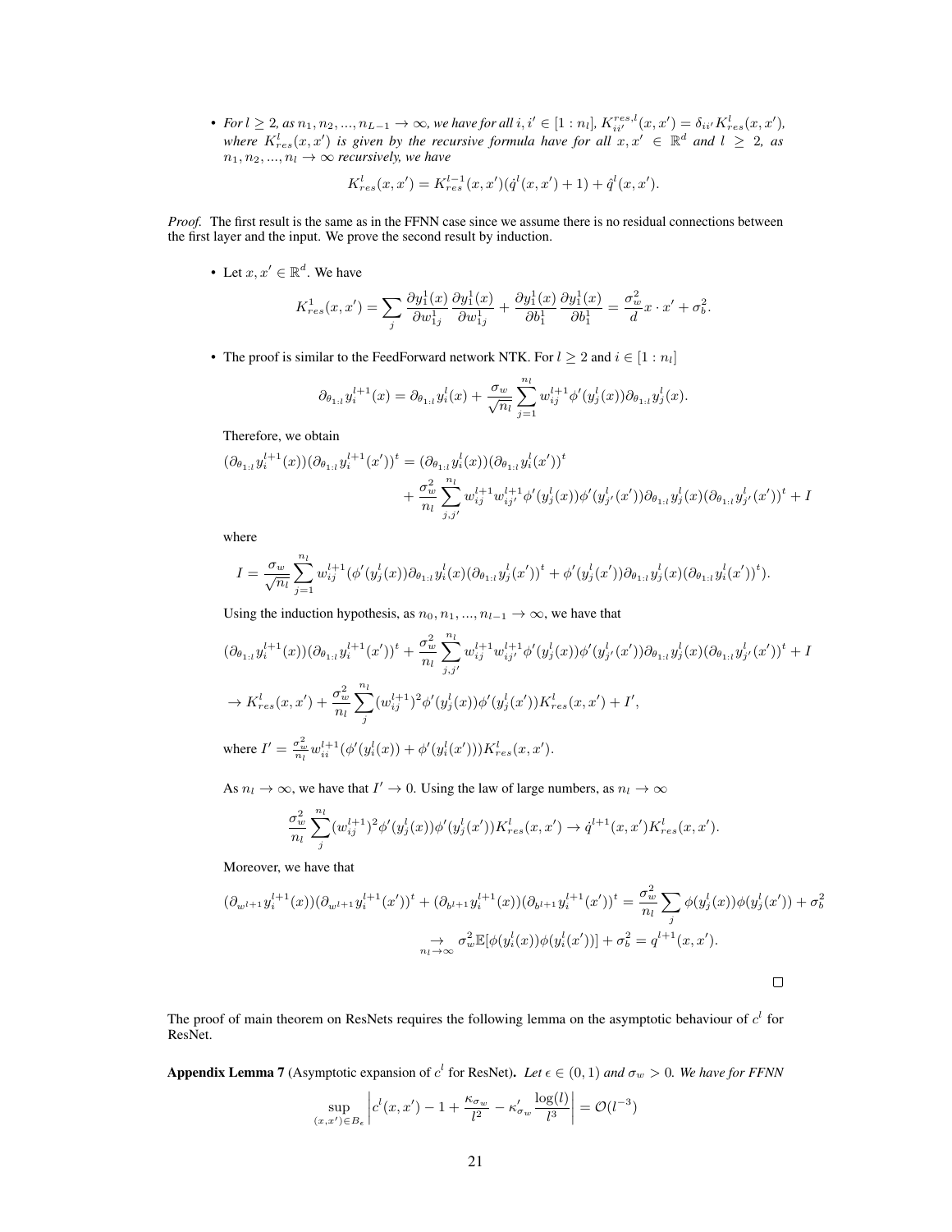- *For $l \geq 2$, as $n_1, n_2, ..., n_{L-1} \to \infty$, we have for all $i, i' \in [1 : n_l]$, $K^{res,l}_{ii'}(x, x') = \delta_{ii'} K^l_{res}(x, x')$, where $K^l_{res}(x, x')$ is given by the recursive formula have for all $x, x' \in \mathbb{R}^d$ and $l \geq 2$, as $n_1, n_2, ..., n_l \to \infty$ recursively, we have*

$$K^l_{res}(x, x') = K^{l-1}_{res}(x, x')(\dot{q}^l(x, x') + 1) + \dot{q}^l(x, x').$$

*Proof.* The first result is the same as in the FFNN case since we assume there is no residual connections between the first layer and the input. We prove the second result by induction.

- Let $x, x' \in \mathbb{R}^d$. We have

$$K^1_{res}(x, x') = \sum_j \frac{\partial y^1_1(x)}{\partial w^1_{1j}} \frac{\partial y^1_1(x)}{\partial w^1_{1j}} + \frac{\partial y^1_1(x)}{\partial b^1_1} \frac{\partial y^1_1(x)}{\partial b^1_1} = \frac{\sigma^2_w}{d} x \cdot x' + \sigma^2_b.$$

- The proof is similar to the FeedForward network NTK. For $l \geq 2$ and $i \in [1 : n_l]$

$$\partial_{\theta_{1:l}} y^{l+1}_i(x) = \partial_{\theta_{1:l}} y^l_i(x) + \frac{\sigma_w}{\sqrt{n_l}} \sum_{j=1}^{n_l} w^{l+1}_{ij} \phi'(y^l_j(x)) \partial_{\theta_{1:l}} y^l_j(x).$$

  Therefore, we obtain

$$\begin{aligned}(\partial_{\theta_{1:l}} y^{l+1}_i(x))(\partial_{\theta_{1:l}} y^{l+1}_i(x'))^t &= (\partial_{\theta_{1:l}} y^l_i(x))(\partial_{\theta_{1:l}} y^l_i(x'))^t \\ &+ \frac{\sigma^2_w}{n_l} \sum_{j,j'}^{n_l} w^{l+1}_{ij} w^{l+1}_{ij'} \phi'(y^l_j(x)) \phi'(y^l_{j'}(x')) \partial_{\theta_{1:l}} y^l_j(x) (\partial_{\theta_{1:l}} y^l_{j'}(x'))^t + I\end{aligned}$$

  where

$$I = \frac{\sigma_w}{\sqrt{n_l}} \sum_{j=1}^{n_l} w^{l+1}_{ij} (\phi'(y^l_j(x)) \partial_{\theta_{1:l}} y^l_i(x) (\partial_{\theta_{1:l}} y^l_j(x'))^t + \phi'(y^l_j(x')) \partial_{\theta_{1:l}} y^l_j(x) (\partial_{\theta_{1:l}} y^l_i(x'))^t).$$

  Using the induction hypothesis, as $n_0, n_1, ..., n_{l-1} \to \infty$, we have that

$$(\partial_{\theta_{1:l}} y^{l+1}_i(x))(\partial_{\theta_{1:l}} y^{l+1}_i(x'))^t + \frac{\sigma^2_w}{n_l} \sum_{j,j'}^{n_l} w^{l+1}_{ij} w^{l+1}_{ij'} \phi'(y^l_j(x)) \phi'(y^l_{j'}(x')) \partial_{\theta_{1:l}} y^l_j(x) (\partial_{\theta_{1:l}} y^l_{j'}(x'))^t + I$$

$$\to K^l_{res}(x, x') + \frac{\sigma^2_w}{n_l} \sum_j^{n_l} (w^{l+1}_{ij})^2 \phi'(y^l_j(x)) \phi'(y^l_j(x')) K^l_{res}(x, x') + I',$$

  where $I' = \frac{\sigma^2_w}{n_l} w^{l+1}_{ii} (\phi'(y^l_i(x)) + \phi'(y^l_i(x'))) K^l_{res}(x, x')$.

  As $n_l \to \infty$, we have that $I' \to 0$. Using the law of large numbers, as $n_l \to \infty$

$$\frac{\sigma^2_w}{n_l} \sum_j^{n_l} (w^{l+1}_{ij})^2 \phi'(y^l_j(x)) \phi'(y^l_j(x')) K^l_{res}(x, x') \to \dot{q}^{l+1}(x, x') K^l_{res}(x, x').$$

  Moreover, we have that

$$\begin{aligned}(\partial_{w^{l+1}} y^{l+1}_i(x))(\partial_{w^{l+1}} y^{l+1}_i(x'))^t + (\partial_{b^{l+1}} y^{l+1}_i(x))(\partial_{b^{l+1}} y^{l+1}_i(x'))^t &= \frac{\sigma^2_w}{n_l} \sum_j \phi(y^l_j(x)) \phi(y^l_j(x')) + \sigma^2_b \\ &\underset{n_l \to \infty}{\to} \sigma^2_w \mathbb{E}[\phi(y^l_i(x)) \phi(y^l_i(x'))] + \sigma^2_b = q^{l+1}(x, x').\end{aligned}$$

$\square$

The proof of main theorem on ResNets requires the following lemma on the asymptotic behaviour of $c^l$ for ResNet.

**Appendix Lemma 7** (Asymptotic expansion of $c^l$ for ResNet)**.** *Let $\epsilon \in (0, 1)$ and $\sigma_w > 0$. We have for FFNN*

$$\sup_{(x,x') \in B_\epsilon} \left| c^l(x, x') - 1 + \frac{\kappa_{\sigma_w}}{l^2} - \kappa'_{\sigma_w} \frac{\log(l)}{l^3} \right| = \mathcal{O}(l^{-3})$$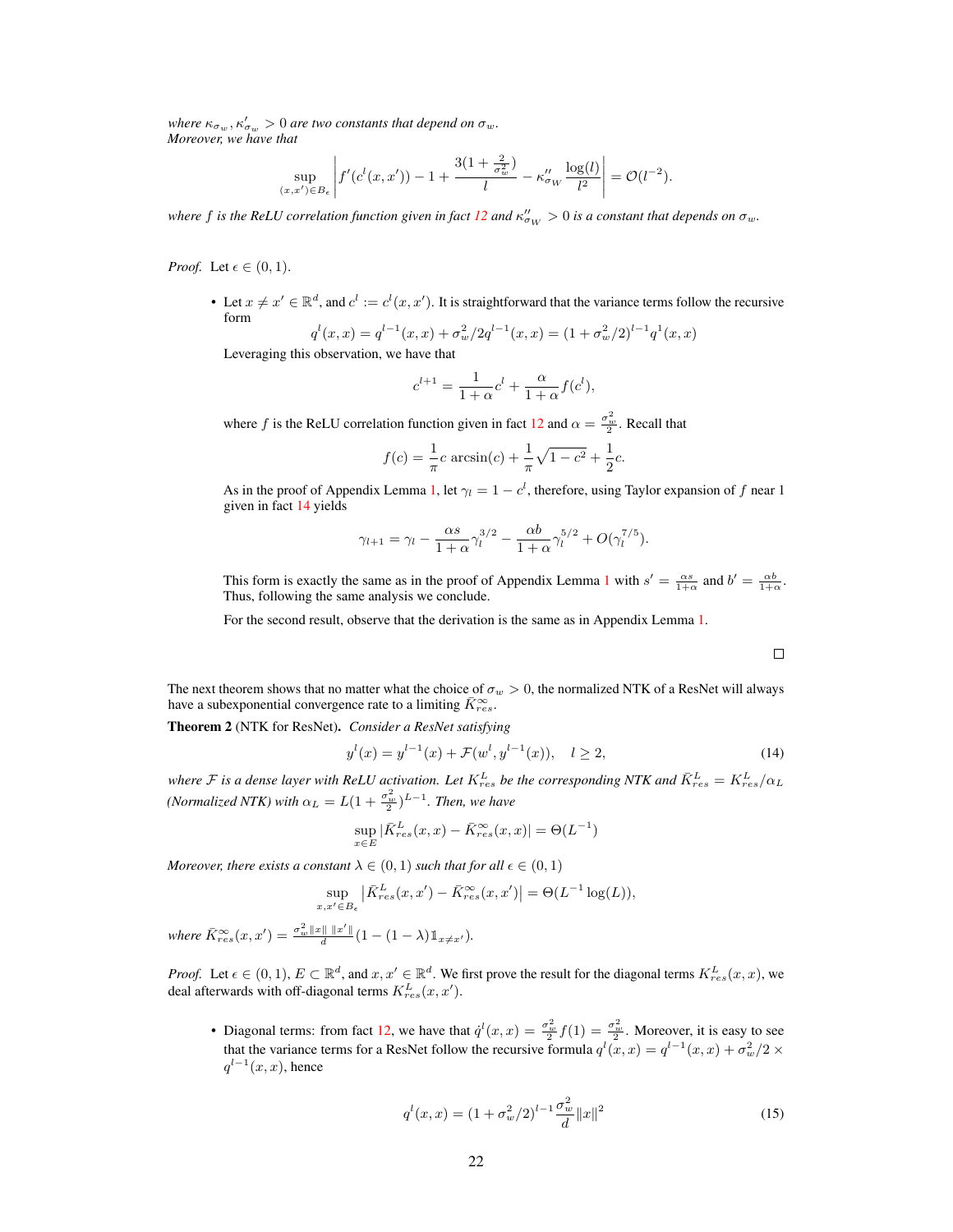*where $\kappa_{\sigma_w}, \kappa'_{\sigma_w} > 0$ are two constants that depend on $\sigma_w$.*
*Moreover, we have that*

$$\sup_{(x,x')\in B_\epsilon} \left| f'(c^l(x,x')) - 1 + \frac{3(1+\frac{2}{\sigma_w^2})}{l} - \kappa''_{\sigma_W} \frac{\log(l)}{l^2} \right| = \mathcal{O}(l^{-2}).$$

*where $f$ is the ReLU correlation function given in fact 12 and $\kappa''_{\sigma_W} > 0$ is a constant that depends on $\sigma_w$.*

*Proof.* Let $\epsilon \in (0, 1)$.

- Let $x \neq x' \in \mathbb{R}^d$, and $c^l := c^l(x, x')$. It is straightforward that the variance terms follow the recursive form
$$q^l(x,x) = q^{l-1}(x,x) + \sigma_w^2/2 q^{l-1}(x,x) = (1+\sigma_w^2/2)^{l-1} q^1(x,x)$$
Leveraging this observation, we have that
$$c^{l+1} = \frac{1}{1+\alpha} c^l + \frac{\alpha}{1+\alpha} f(c^l),$$
where $f$ is the ReLU correlation function given in fact 12 and $\alpha = \frac{\sigma_w^2}{2}$. Recall that
$$f(c) = \frac{1}{\pi} c \arcsin(c) + \frac{1}{\pi}\sqrt{1-c^2} + \frac{1}{2}c.$$
As in the proof of Appendix Lemma 1, let $\gamma_l = 1 - c^l$, therefore, using Taylor expansion of $f$ near 1 given in fact 14 yields
$$\gamma_{l+1} = \gamma_l - \frac{\alpha s}{1+\alpha}\gamma_l^{3/2} - \frac{\alpha b}{1+\alpha}\gamma_l^{5/2} + O(\gamma_l^{7/5}).$$
This form is exactly the same as in the proof of Appendix Lemma 1 with $s' = \frac{\alpha s}{1+\alpha}$ and $b' = \frac{\alpha b}{1+\alpha}$. Thus, following the same analysis we conclude.

  For the second result, observe that the derivation is the same as in Appendix Lemma 1.

□

The next theorem shows that no matter what the choice of $\sigma_w > 0$, the normalized NTK of a ResNet will always have a subexponential convergence rate to a limiting $\bar{K}^{\infty}_{res}$.

**Theorem 2** (NTK for ResNet)**.** *Consider a ResNet satisfying*

$$y^l(x) = y^{l-1}(x) + \mathcal{F}(w^l, y^{l-1}(x)), \quad l \geq 2, \tag{14}$$

*where $\mathcal{F}$ is a dense layer with ReLU activation. Let $K^L_{res}$ be the corresponding NTK and $\bar{K}^L_{res} = K^L_{res}/\alpha_L$ (Normalized NTK) with $\alpha_L = L(1+\frac{\sigma_w^2}{2})^{L-1}$. Then, we have*

$$\sup_{x\in E} |\bar{K}^L_{res}(x,x) - \bar{K}^{\infty}_{res}(x,x)| = \Theta(L^{-1})$$

*Moreover, there exists a constant $\lambda \in (0,1)$ such that for all $\epsilon \in (0,1)$*

$$\sup_{x,x'\in B_\epsilon} \left|\bar{K}^L_{res}(x,x') - \bar{K}^{\infty}_{res}(x,x')\right| = \Theta(L^{-1}\log(L)),$$

*where $\bar{K}^{\infty}_{res}(x,x') = \frac{\sigma_w^2 \|x\| \, \|x'\|}{d}(1 - (1-\lambda)\mathbb{1}_{x\neq x'})$.*

*Proof.* Let $\epsilon \in (0,1)$, $E \subset \mathbb{R}^d$, and $x, x' \in \mathbb{R}^d$. We first prove the result for the diagonal terms $K^L_{res}(x,x)$, we deal afterwards with off-diagonal terms $K^L_{res}(x,x')$.

- Diagonal terms: from fact 12, we have that $\dot{q}^l(x,x) = \frac{\sigma_w^2}{2} f(1) = \frac{\sigma_w^2}{2}$. Moreover, it is easy to see that the variance terms for a ResNet follow the recursive formula $q^l(x,x) = q^{l-1}(x,x) + \sigma_w^2/2 \times q^{l-1}(x,x)$, hence
$$q^l(x,x) = (1+\sigma_w^2/2)^{l-1}\frac{\sigma_w^2}{d}\|x\|^2 \tag{15}$$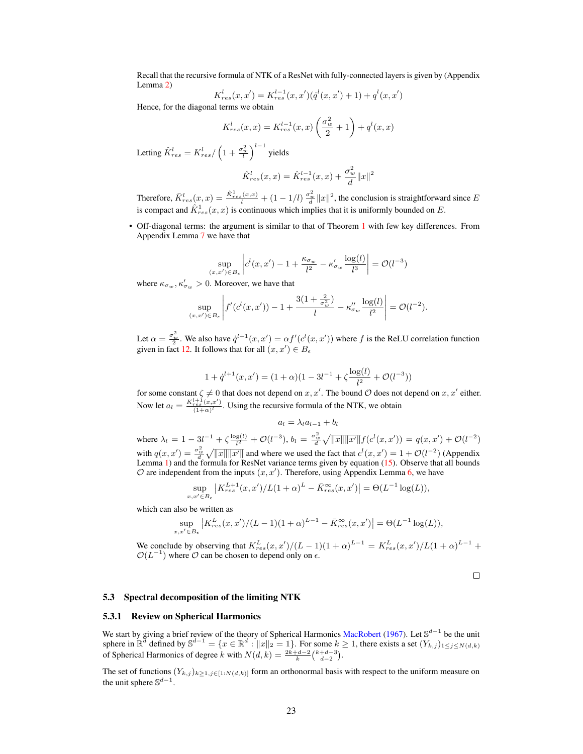Recall that the recursive formula of NTK of a ResNet with fully-connected layers is given by (Appendix Lemma 2)

$$K^l_{res}(x, x') = K^{l-1}_{res}(x, x')(\dot{q}^l(x, x') + 1) + q^l(x, x')$$

Hence, for the diagonal terms we obtain

$$K^l_{res}(x, x) = K^{l-1}_{res}(x, x)\left(\frac{\sigma_w^2}{2} + 1\right) + q^l(x, x)$$

Letting $\hat{K}^l_{res} = K^l_{res} / \left(1 + \frac{\sigma_w^2}{l}\right)^{l-1}$ yields

$$\hat{K}^l_{res}(x, x) = \hat{K}^{l-1}_{res}(x, x) + \frac{\sigma_w^2}{d}\|x\|^2$$

Therefore, $\bar{K}^l_{res}(x, x) = \frac{\hat{K}^1_{res}(x,x)}{l} + (1 - 1/l)\frac{\sigma_w^2}{d}\|x\|^2$, the conclusion is straightforward since $E$ is compact and $\hat{K}^1_{res}(x, x)$ is continuous which implies that it is uniformly bounded on $E$.

- Off-diagonal terms: the argument is similar to that of Theorem 1 with few key differences. From Appendix Lemma 7 we have that

$$\sup_{(x,x') \in B_\epsilon} \left| c^l(x, x') - 1 + \frac{\kappa_{\sigma_w}}{l^2} - \kappa'_{\sigma_w}\frac{\log(l)}{l^3} \right| = \mathcal{O}(l^{-3})$$

where $\kappa_{\sigma_w}, \kappa'_{\sigma_w} > 0$. Moreover, we have that

$$\sup_{(x,x') \in B_\epsilon} \left| f'(c^l(x, x')) - 1 + \frac{3(1 + \frac{2}{\sigma_w^2})}{l} - \kappa''_{\sigma_w}\frac{\log(l)}{l^2} \right| = \mathcal{O}(l^{-2}).$$

Let $\alpha = \frac{\sigma_w^2}{2}$. We also have $\dot{q}^{l+1}(x, x') = \alpha f'(c^l(x, x'))$ where $f$ is the ReLU correlation function given in fact 12. It follows that for all $(x, x') \in B_\epsilon$

$$1 + \dot{q}^{l+1}(x, x') = (1 + \alpha)(1 - 3l^{-1} + \zeta\frac{\log(l)}{l^2} + \mathcal{O}(l^{-3}))$$

for some constant $\zeta \neq 0$ that does not depend on $x, x'$. The bound $\mathcal{O}$ does not depend on $x, x'$ either. Now let $a_l = \frac{K^{l+1}_{res}(x,x')}{(1+\alpha)^l}$. Using the recursive formula of the NTK, we obtain

$$a_l = \lambda_l a_{l-1} + b_l$$

where $\lambda_l = 1 - 3l^{-1} + \zeta\frac{\log(l)}{l^2} + \mathcal{O}(l^{-3})$, $b_l = \frac{\sigma_w^2}{d}\sqrt{\|x\|\|x'\|}f(c^l(x, x')) = q(x, x') + \mathcal{O}(l^{-2})$ with $q(x, x') = \frac{\sigma_w^2}{d}\sqrt{\|x\|\|x'\|}$ and where we used the fact that $c^l(x, x') = 1 + \mathcal{O}(l^{-2})$ (Appendix Lemma 1) and the formula for ResNet variance terms given by equation (15). Observe that all bounds $\mathcal{O}$ are independent from the inputs $(x, x')$. Therefore, using Appendix Lemma 6, we have

$$\sup_{x,x' \in B_\epsilon} \left| K^{L+1}_{res}(x, x')/L(1 + \alpha)^L - \bar{K}^\infty_{res}(x, x') \right| = \Theta(L^{-1}\log(L)),$$

which can also be written as

$$\sup_{x,x' \in B_\epsilon} \left| K^L_{res}(x, x')/(L - 1)(1 + \alpha)^{L-1} - \bar{K}^\infty_{res}(x, x') \right| = \Theta(L^{-1}\log(L)),$$

We conclude by observing that $K^L_{res}(x, x')/(L-1)(1+\alpha)^{L-1} = K^L_{res}(x, x')/L(1+\alpha)^{L-1} + \mathcal{O}(L^{-1})$ where $\mathcal{O}$ can be chosen to depend only on $\epsilon$.

□

## 5.3 Spectral decomposition of the limiting NTK

### 5.3.1 Review on Spherical Harmonics

We start by giving a brief review of the theory of Spherical Harmonics MacRobert (1967). Let $\mathbb{S}^{d-1}$ be the unit sphere in $\mathbb{R}^d$ defined by $\mathbb{S}^{d-1} = \{x \in \mathbb{R}^d : \|x\|_2 = 1\}$. For some $k \geq 1$, there exists a set $(Y_{k,j})_{1 \leq j \leq N(d,k)}$ of Spherical Harmonics of degree $k$ with $N(d, k) = \frac{2k+d-2}{k}\binom{k+d-3}{d-2}$.

The set of functions $(Y_{k,j})_{k \geq 1, j \in [1:N(d,k)]}$ form an orthonormal basis with respect to the uniform measure on the unit sphere $\mathbb{S}^{d-1}$.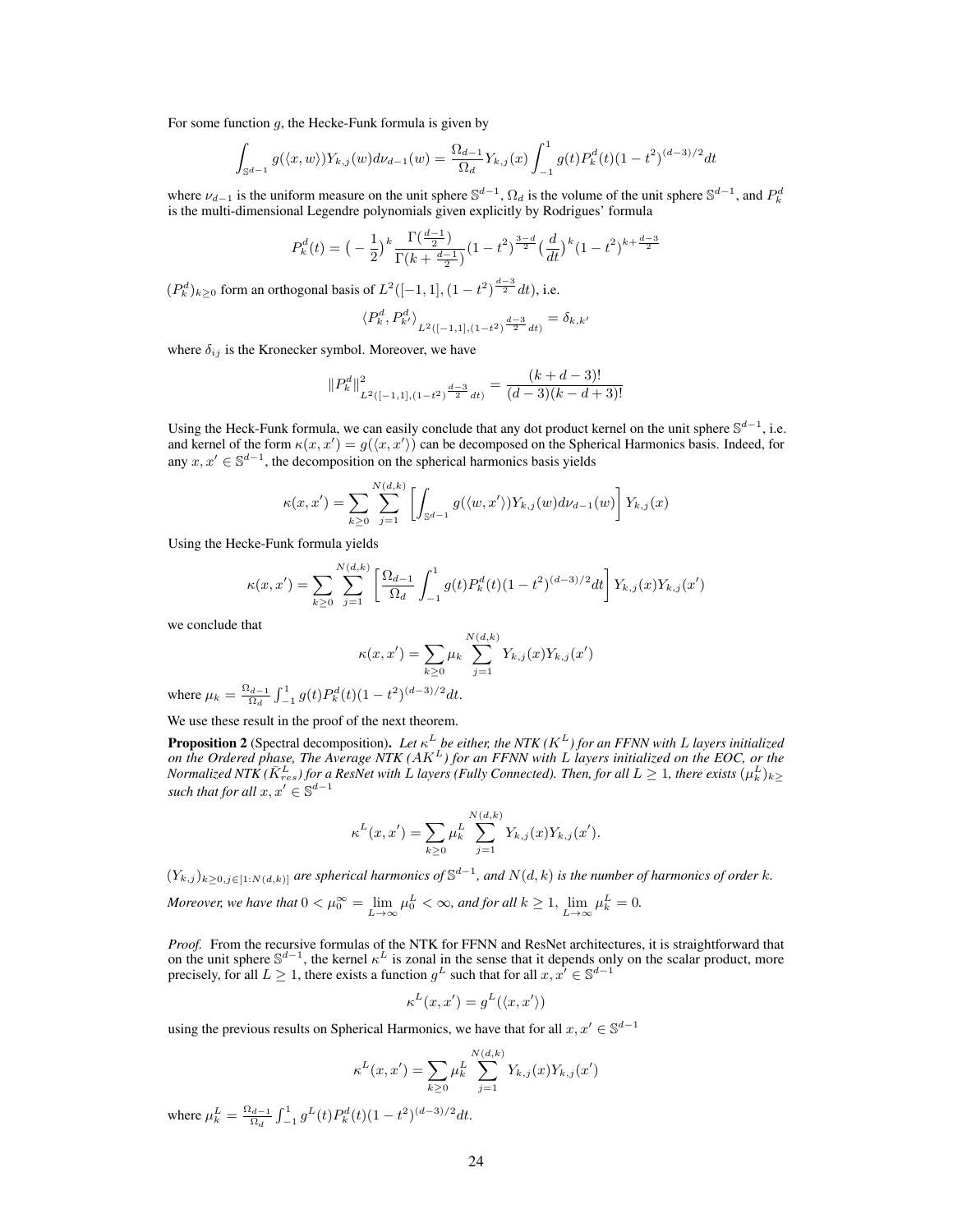For some function $g$, the Hecke-Funk formula is given by

$$\int_{\mathbb{S}^{d-1}} g(\langle x, w\rangle) Y_{k,j}(w) d\nu_{d-1}(w) = \frac{\Omega_{d-1}}{\Omega_d} Y_{k,j}(x) \int_{-1}^{1} g(t) P_k^d(t)(1-t^2)^{(d-3)/2} dt$$

where $\nu_{d-1}$ is the uniform measure on the unit sphere $\mathbb{S}^{d-1}$, $\Omega_d$ is the volume of the unit sphere $\mathbb{S}^{d-1}$, and $P_k^d$ is the multi-dimensional Legendre polynomials given explicitly by Rodrigues' formula

$$P_k^d(t) = \big(-\frac{1}{2}\big)^k \frac{\Gamma(\frac{d-1}{2})}{\Gamma(k+\frac{d-1}{2})} (1-t^2)^{\frac{3-d}{2}} \big(\frac{d}{dt}\big)^k (1-t^2)^{k+\frac{d-3}{2}}$$

$(P_k^d)_{k\geq 0}$ form an orthogonal basis of $L^2([-1,1],(1-t^2)^{\frac{d-3}{2}}dt)$, i.e.

$$\langle P_k^d, P_{k'}^d \rangle_{L^2([-1,1],(1-t^2)^{\frac{d-3}{2}}dt)} = \delta_{k,k'}$$

where $\delta_{ij}$ is the Kronecker symbol. Moreover, we have

$$\|P_k^d\|^2_{L^2([-1,1],(1-t^2)^{\frac{d-3}{2}}dt)} = \frac{(k+d-3)!}{(d-3)(k-d+3)!}$$

Using the Heck-Funk formula, we can easily conclude that any dot product kernel on the unit sphere $\mathbb{S}^{d-1}$, i.e. and kernel of the form $\kappa(x,x') = g(\langle x, x'\rangle)$ can be decomposed on the Spherical Harmonics basis. Indeed, for any $x, x' \in \mathbb{S}^{d-1}$, the decomposition on the spherical harmonics basis yields

$$\kappa(x,x') = \sum_{k\geq 0} \sum_{j=1}^{N(d,k)} \left[ \int_{\mathbb{S}^{d-1}} g(\langle w, x'\rangle) Y_{k,j}(w) d\nu_{d-1}(w) \right] Y_{k,j}(x)$$

Using the Hecke-Funk formula yields

$$\kappa(x,x') = \sum_{k\geq 0} \sum_{j=1}^{N(d,k)} \left[ \frac{\Omega_{d-1}}{\Omega_d} \int_{-1}^{1} g(t) P_k^d(t)(1-t^2)^{(d-3)/2} dt \right] Y_{k,j}(x) Y_{k,j}(x')$$

we conclude that

$$\kappa(x,x') = \sum_{k\geq 0} \mu_k \sum_{j=1}^{N(d,k)} Y_{k,j}(x) Y_{k,j}(x')$$

where $\mu_k = \frac{\Omega_{d-1}}{\Omega_d} \int_{-1}^{1} g(t) P_k^d(t)(1-t^2)^{(d-3)/2} dt$.

We use these result in the proof of the next theorem.

**Proposition 2** (Spectral decomposition). *Let $\kappa^L$ be either, the NTK ($K^L$) for an FFNN with $L$ layers initialized on the Ordered phase, The Average NTK ($AK^L$) for an FFNN with $L$ layers initialized on the EOC, or the Normalized NTK ($\bar{K}^L_{res}$) for a ResNet with $L$ layers (Fully Connected). Then, for all $L \geq 1$, there exists $(\mu_k^L)_{k\geq}$ such that for all $x, x' \in \mathbb{S}^{d-1}$*

$$\kappa^L(x,x') = \sum_{k\geq 0} \mu_k^L \sum_{j=1}^{N(d,k)} Y_{k,j}(x) Y_{k,j}(x').$$

*$(Y_{k,j})_{k\geq 0, j\in[1:N(d,k)]}$ are spherical harmonics of $\mathbb{S}^{d-1}$, and $N(d,k)$ is the number of harmonics of order $k$.*

*Moreover, we have that $0 < \mu_0^\infty = \lim_{L\to\infty} \mu_0^L < \infty$, and for all $k \geq 1$, $\lim_{L\to\infty} \mu_k^L = 0$.*

*Proof.* From the recursive formulas of the NTK for FFNN and ResNet architectures, it is straightforward that on the unit sphere $\mathbb{S}^{d-1}$, the kernel $\kappa^L$ is zonal in the sense that it depends only on the scalar product, more precisely, for all $L \geq 1$, there exists a function $g^L$ such that for all $x, x' \in \mathbb{S}^{d-1}$

$$\kappa^L(x,x') = g^L(\langle x, x'\rangle)$$

using the previous results on Spherical Harmonics, we have that for all $x, x' \in \mathbb{S}^{d-1}$

$$\kappa^L(x,x') = \sum_{k\geq 0} \mu_k^L \sum_{j=1}^{N(d,k)} Y_{k,j}(x) Y_{k,j}(x')$$

where $\mu_k^L = \frac{\Omega_{d-1}}{\Omega_d} \int_{-1}^{1} g^L(t) P_k^d(t)(1-t^2)^{(d-3)/2} dt$.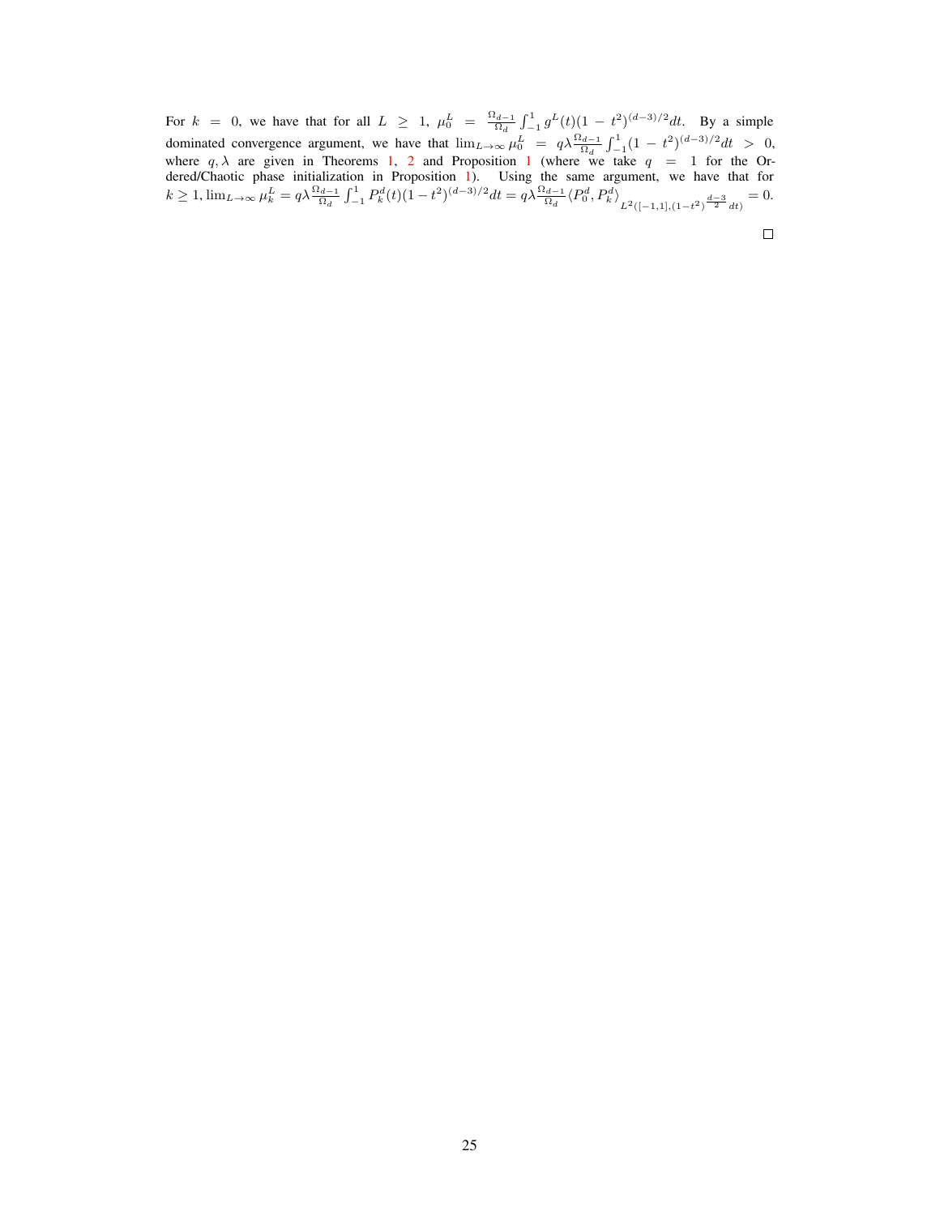For $k = 0$, we have that for all $L \geq 1$, $\mu_0^L = \frac{\Omega_{d-1}}{\Omega_d} \int_{-1}^{1} g^L(t)(1-t^2)^{(d-3)/2} dt$. By a simple dominated convergence argument, we have that $\lim_{L \to \infty} \mu_0^L = q\lambda \frac{\Omega_{d-1}}{\Omega_d} \int_{-1}^{1} (1-t^2)^{(d-3)/2} dt > 0$, where $q, \lambda$ are given in Theorems 1, 2 and Proposition 1 (where we take $q = 1$ for the Ordered/Chaotic phase initialization in Proposition 1). Using the same argument, we have that for $k \geq 1$, $\lim_{L \to \infty} \mu_k^L = q\lambda \frac{\Omega_{d-1}}{\Omega_d} \int_{-1}^{1} P_k^d(t)(1-t^2)^{(d-3)/2} dt = q\lambda \frac{\Omega_{d-1}}{\Omega_d} \langle P_0^d, P_k^d \rangle_{L^2([-1,1],(1-t^2)^{\frac{d-3}{2}} dt)} = 0$.

□